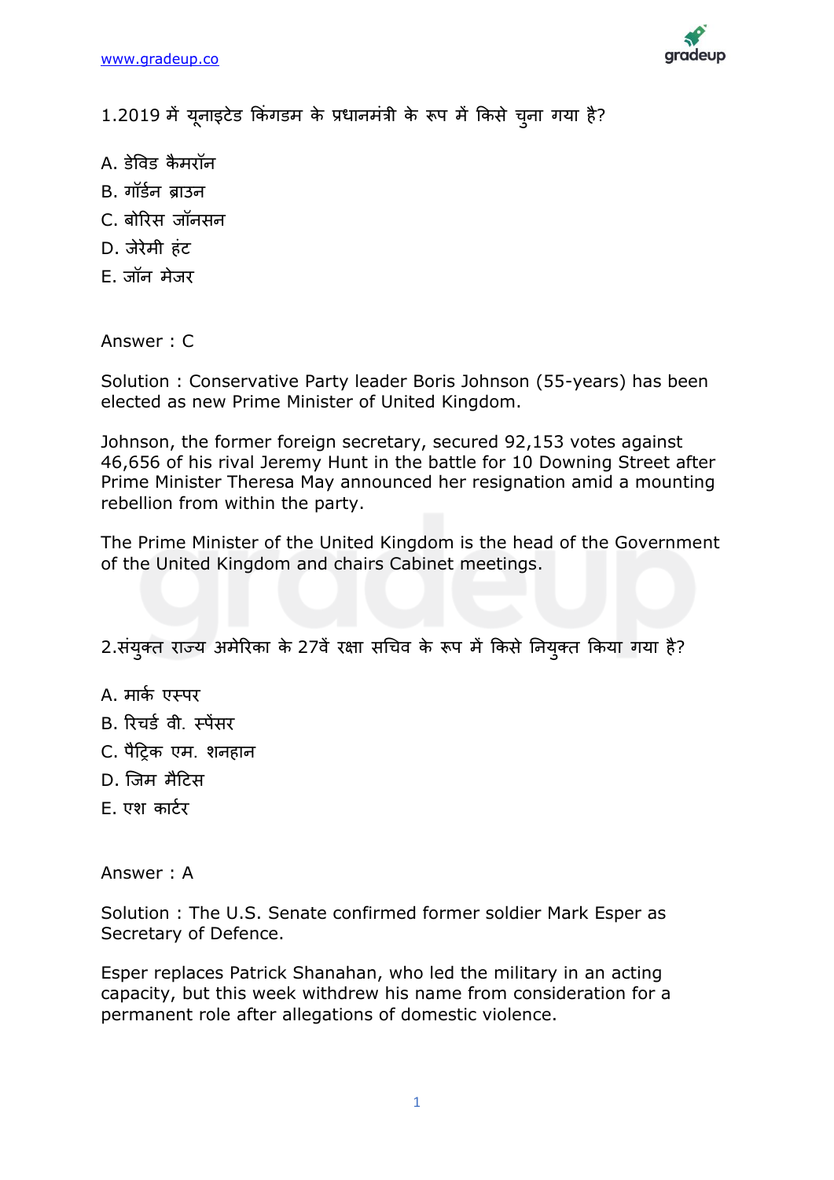1.2019 में यूनाइटेड किंगडम के प्रधानमंत्री के रूप में किसे चुना गया है?

A. डेविड कैमरॉन

B. गॉर्डन ब्राउन

C. बोरिस जॉनसन

D. जेरेमी हंट

E. जॉन मेजर

Answer : C

Solution : Conservative Party leader Boris Johnson (55-years) has been elected as new Prime Minister of United Kingdom.

Johnson, the former foreign secretary, secured 92,153 votes against 46,656 of his rival Jeremy Hunt in the battle for 10 Downing Street after Prime Minister Theresa May announced her resignation amid a mounting rebellion from within the party.

The Prime Minister of the United Kingdom is the head of the Government of the United Kingdom and chairs Cabinet meetings.

2.संयुक्त राज्य अमेरिका के 27वें रक्षा सचिव के रूप में किसे नियुक्त किया गया है?

A. मार्क एस्पर

B. रिचर्ड वी. स्पेंसर

C. पैट्रिक एम. शनहान

D. जिम मैटिस

E. एश कार्टर

Answer : A

Solution : The U.S. Senate confirmed former soldier Mark Esper as Secretary of Defence.

Esper replaces Patrick Shanahan, who led the military in an acting capacity, but this week withdrew his name from consideration for a permanent role after allegations of domestic violence.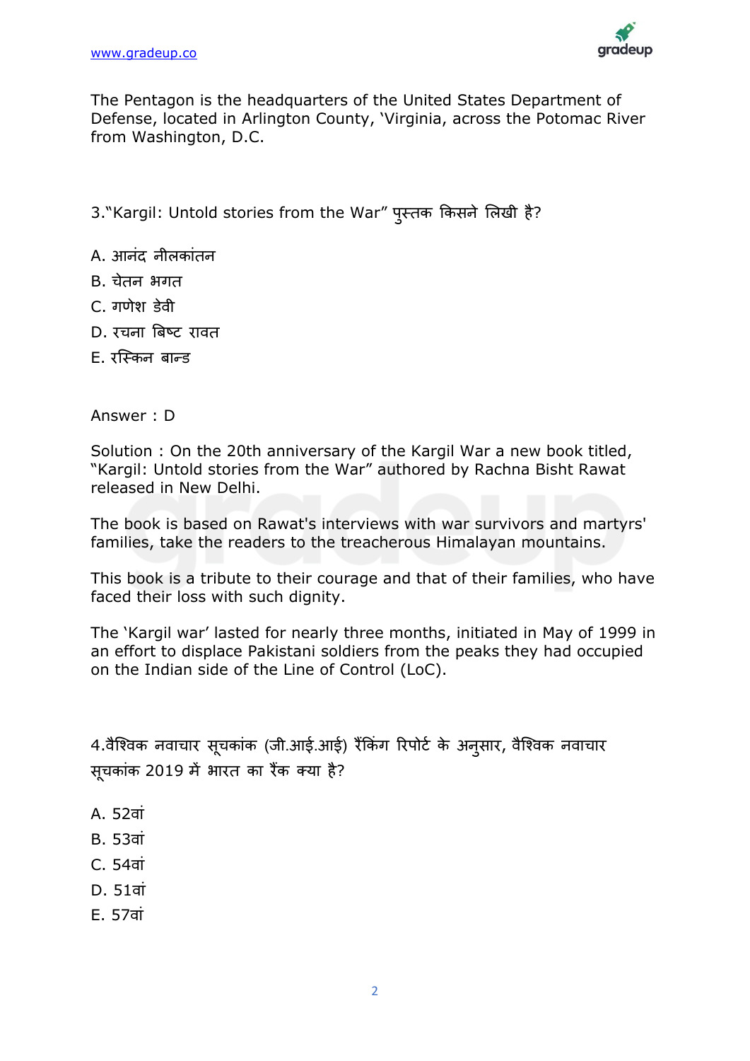The Pentagon is the headquarters of the United States Department of Defense, located in Arlington County, 'Virginia, across the Potomac River from Washington, D.C.

3."Kargil: Untold stories from the War" पुस्तक किसने लिखी है?

A. आनंद नीलकांतन

B. चेतन भगत

C. गणेश डेवी

D. रचना बिष्ट रावत

E. रस्किन बान्ड

Answer : D

Solution : On the 20th anniversary of the Kargil War a new book titled, "Kargil: Untold stories from the War" authored by Rachna Bisht Rawat released in New Delhi.

The book is based on Rawat's interviews with war survivors and martyrs' families, take the readers to the treacherous Himalayan mountains.

This book is a tribute to their courage and that of their families, who have faced their loss with such dignity.

The 'Kargil war' lasted for nearly three months, initiated in May of 1999 in an effort to displace Pakistani soldiers from the peaks they had occupied on the Indian side of the Line of Control (LoC).

4.वैश्विक नवाचार सूचकांक (जी.आई.आई) रैंकिंग रिपोर्ट के अनुसार, वैश्विक नवाचार सूचकांक 2019 में भारत का रैंक क्या है?

A. 52वां

B. 53वां

C. 54वां

D. 51वां

E. 57वां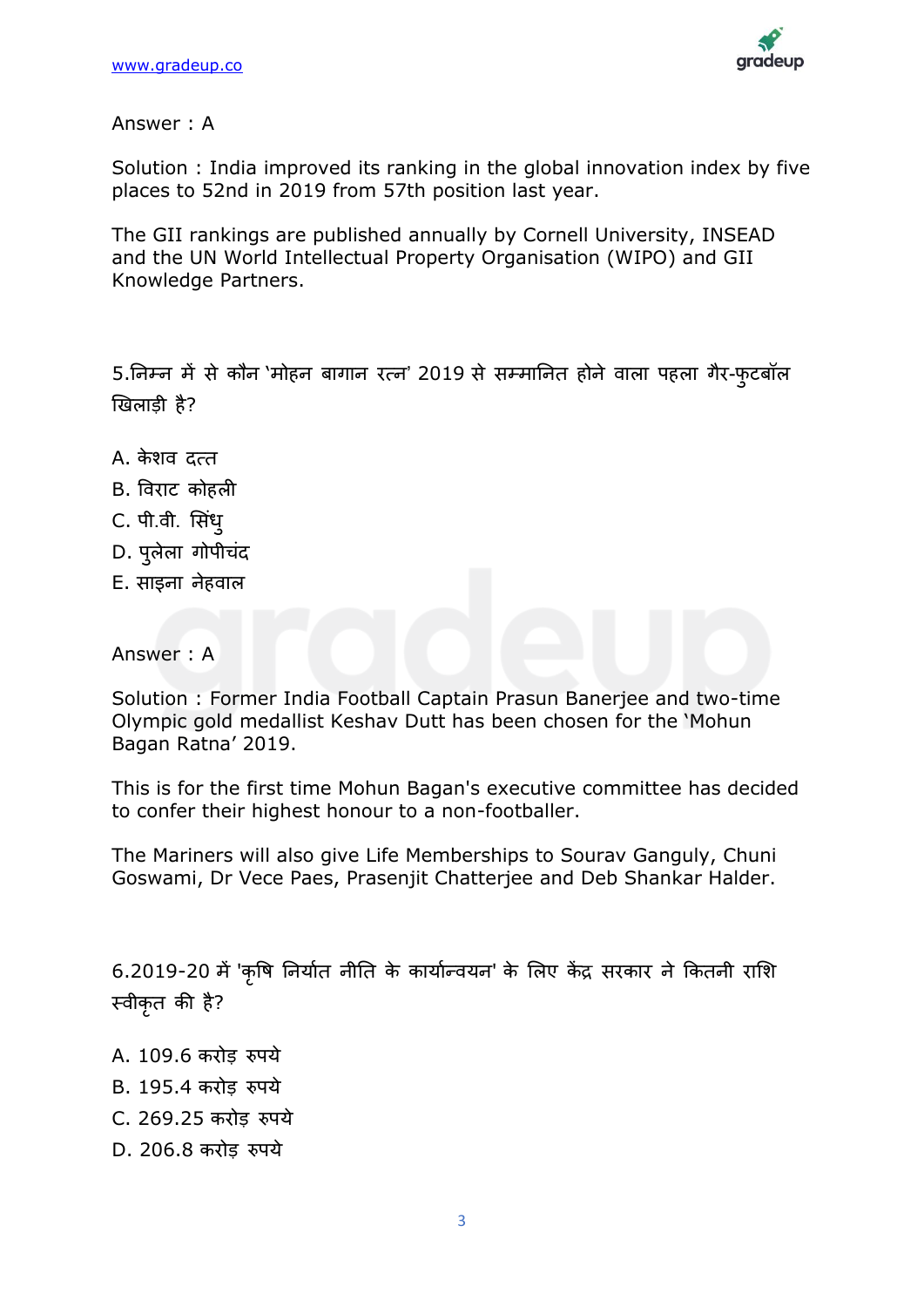Answer : A

Solution : India improved its ranking in the global innovation index by five places to 52nd in 2019 from 57th position last year.

The GII rankings are published annually by Cornell University, INSEAD and the UN World Intellectual Property Organisation (WIPO) and GII Knowledge Partners.

5.निम्न में से कौन 'मोहन बागान रत्न' 2019 से सम्मानित होने वाला पहला गैर-फुटबॉल खिलाड़ी है?

A. केशव दत्त
B. विराट कोहली
C. पी.वी. सिंधु
D. पुलेला गोपीचंद
E. साइना नेहवाल

Answer : A

Solution : Former India Football Captain Prasun Banerjee and two-time Olympic gold medallist Keshav Dutt has been chosen for the 'Mohun Bagan Ratna' 2019.

This is for the first time Mohun Bagan's executive committee has decided to confer their highest honour to a non-footballer.

The Mariners will also give Life Memberships to Sourav Ganguly, Chuni Goswami, Dr Vece Paes, Prasenjit Chatterjee and Deb Shankar Halder.

6.2019-20 में 'कृषि निर्यात नीति के कार्यान्वयन' के लिए केंद्र सरकार ने कितनी राशि स्वीकृत की है?

A. 109.6 करोड़ रुपये
B. 195.4 करोड़ रुपये
C. 269.25 करोड़ रुपये
D. 206.8 करोड़ रुपये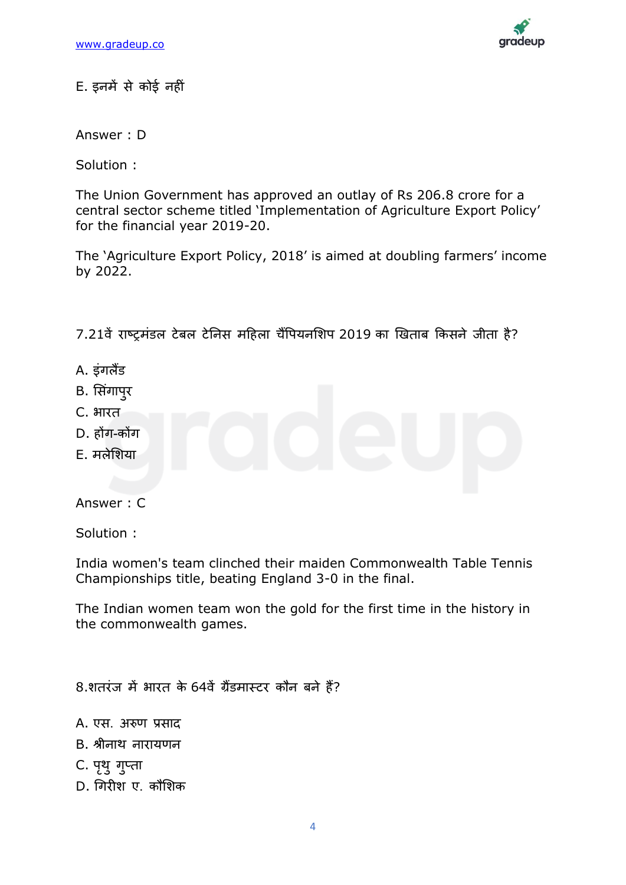E. इनमें से कोई नहीं

Answer : D

Solution :

The Union Government has approved an outlay of Rs 206.8 crore for a central sector scheme titled 'Implementation of Agriculture Export Policy' for the financial year 2019-20.

The 'Agriculture Export Policy, 2018' is aimed at doubling farmers' income by 2022.

7.21वें राष्ट्रमंडल टेबल टेनिस महिला चैंपियनशिप 2019 का खिताब किसने जीता है?

A. इंगलैंड
B. सिंगापुर
C. भारत
D. हॉंग-कोंग
E. मलेशिया

Answer : C

Solution :

India women's team clinched their maiden Commonwealth Table Tennis Championships title, beating England 3-0 in the final.

The Indian women team won the gold for the first time in the history in the commonwealth games.

8.शतरंज में भारत के 64वें ग्रैंडमास्टर कौन बने हैं?

A. एस. अरुण प्रसाद
B. श्रीनाथ नारायणन
C. पृथु गुप्ता
D. गिरीश ए. कौशिक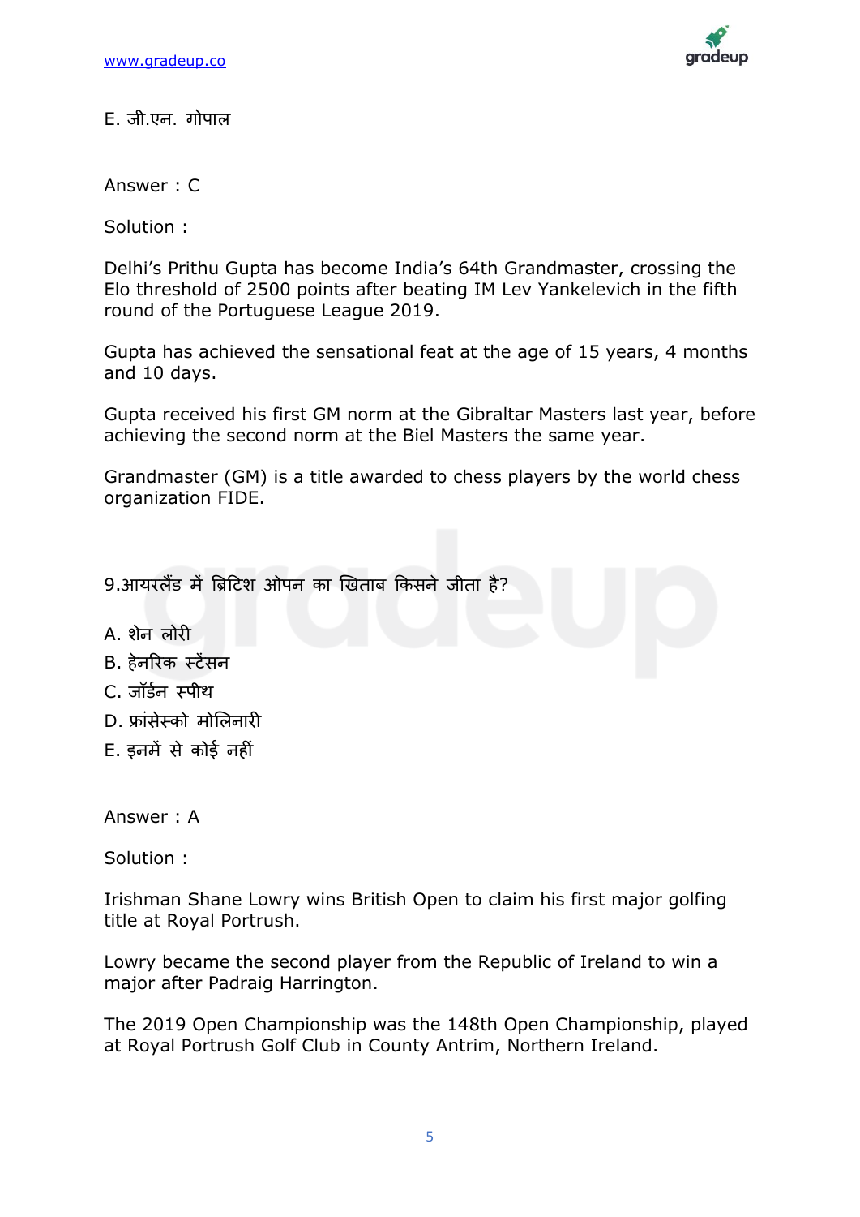E. जी.एन. गोपाल

Answer : C

Solution :

Delhi's Prithu Gupta has become India's 64th Grandmaster, crossing the Elo threshold of 2500 points after beating IM Lev Yankelevich in the fifth round of the Portuguese League 2019.

Gupta has achieved the sensational feat at the age of 15 years, 4 months and 10 days.

Gupta received his first GM norm at the Gibraltar Masters last year, before achieving the second norm at the Biel Masters the same year.

Grandmaster (GM) is a title awarded to chess players by the world chess organization FIDE.

9.आयरलैंड में ब्रिटिश ओपन का खिताब किसने जीता है?

A. शेन लोरी
B. हेनरिक स्टेंसन
C. जॉर्डन स्पीथ
D. फ्रांसेस्को मोलिनारी
E. इनमें से कोई नहीं

Answer : A

Solution :

Irishman Shane Lowry wins British Open to claim his first major golfing title at Royal Portrush.

Lowry became the second player from the Republic of Ireland to win a major after Padraig Harrington.

The 2019 Open Championship was the 148th Open Championship, played at Royal Portrush Golf Club in County Antrim, Northern Ireland.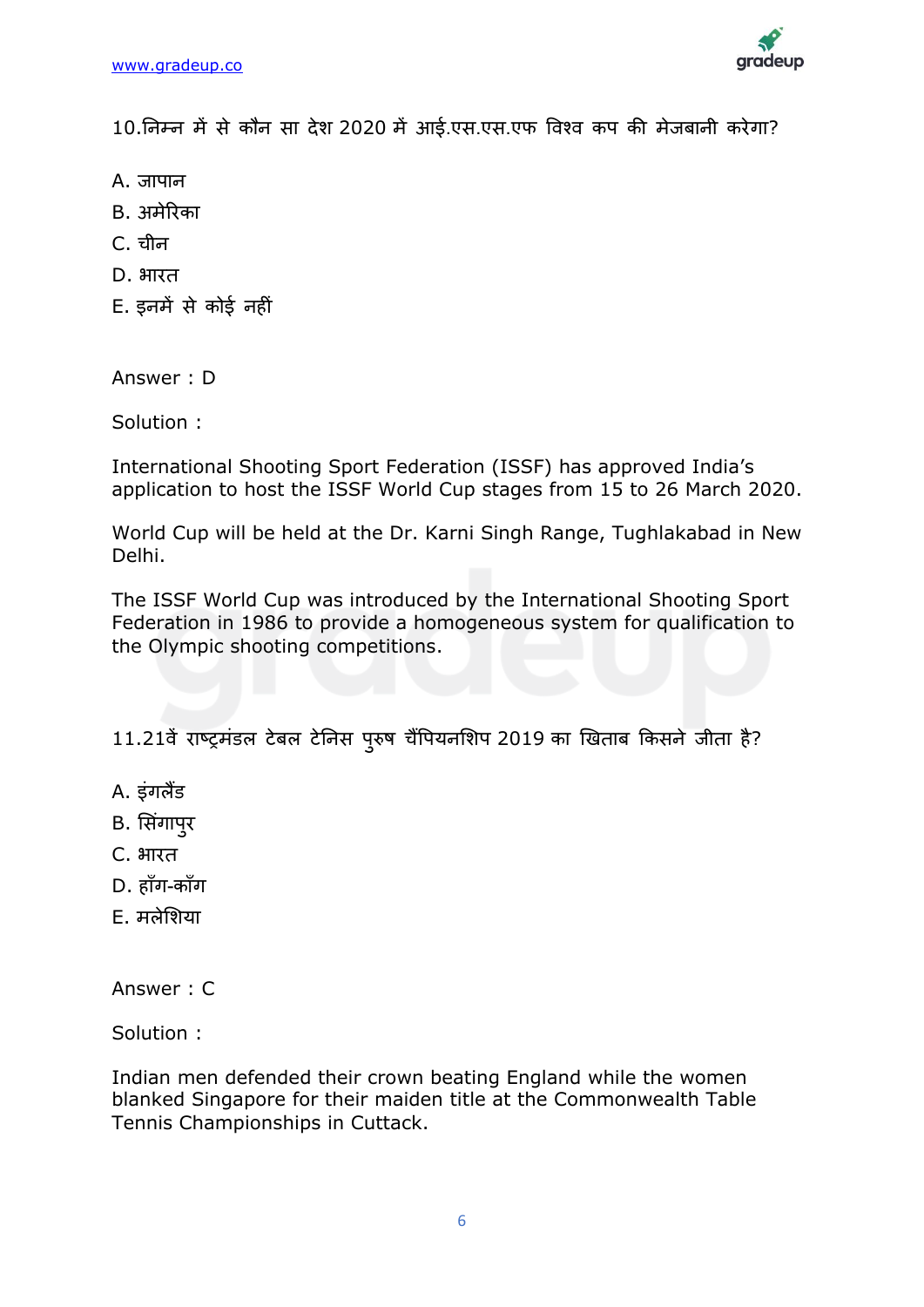10.निम्न में से कौन सा देश 2020 में आई.एस.एस.एफ विश्व कप की मेजबानी करेगा?

A. जापान

B. अमेरिका

C. चीन

D. भारत

E. इनमें से कोई नहीं

Answer : D

Solution :

International Shooting Sport Federation (ISSF) has approved India's application to host the ISSF World Cup stages from 15 to 26 March 2020.

World Cup will be held at the Dr. Karni Singh Range, Tughlakabad in New Delhi.

The ISSF World Cup was introduced by the International Shooting Sport Federation in 1986 to provide a homogeneous system for qualification to the Olympic shooting competitions.

11.21वें राष्ट्रमंडल टेबल टेनिस पुरुष चैंपियनशिप 2019 का खिताब किसने जीता है?

A. इंगलैंड

B. सिंगापुर

C. भारत

D. हाँग-काँग

E. मलेशिया

Answer : C

Solution :

Indian men defended their crown beating England while the women blanked Singapore for their maiden title at the Commonwealth Table Tennis Championships in Cuttack.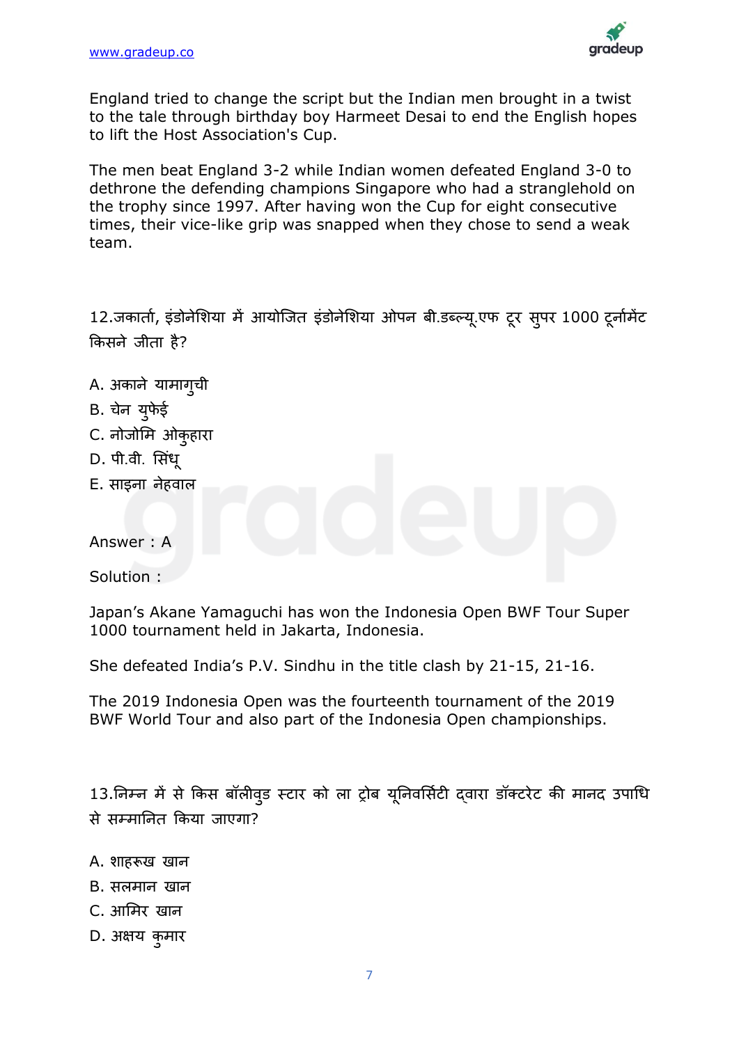England tried to change the script but the Indian men brought in a twist to the tale through birthday boy Harmeet Desai to end the English hopes to lift the Host Association's Cup.

The men beat England 3-2 while Indian women defeated England 3-0 to dethrone the defending champions Singapore who had a stranglehold on the trophy since 1997. After having won the Cup for eight consecutive times, their vice-like grip was snapped when they chose to send a weak team.

12.जकार्ता, इंडोनेशिया में आयोजित इंडोनेशिया ओपन बी.डब्ल्यू.एफ टूर सुपर 1000 टूर्नामेंट किसने जीता है?

A. अकाने यामागुची
B. चेन युफेई
C. नोजोमि ओकुहारा
D. पी.वी. सिंधू
E. साइना नेहवाल

Answer : A

Solution :

Japan’s Akane Yamaguchi has won the Indonesia Open BWF Tour Super 1000 tournament held in Jakarta, Indonesia.

She defeated India’s P.V. Sindhu in the title clash by 21-15, 21-16.

The 2019 Indonesia Open was the fourteenth tournament of the 2019 BWF World Tour and also part of the Indonesia Open championships.

13.निम्न में से किस बॉलीवुड स्टार को ला ट्रोब यूनिवर्सिटी द्वारा डॉक्टरेट की मानद उपाधि से सम्मानित किया जाएगा?

A. शाहरूख खान
B. सलमान खान
C. आमिर खान
D. अक्षय कुमार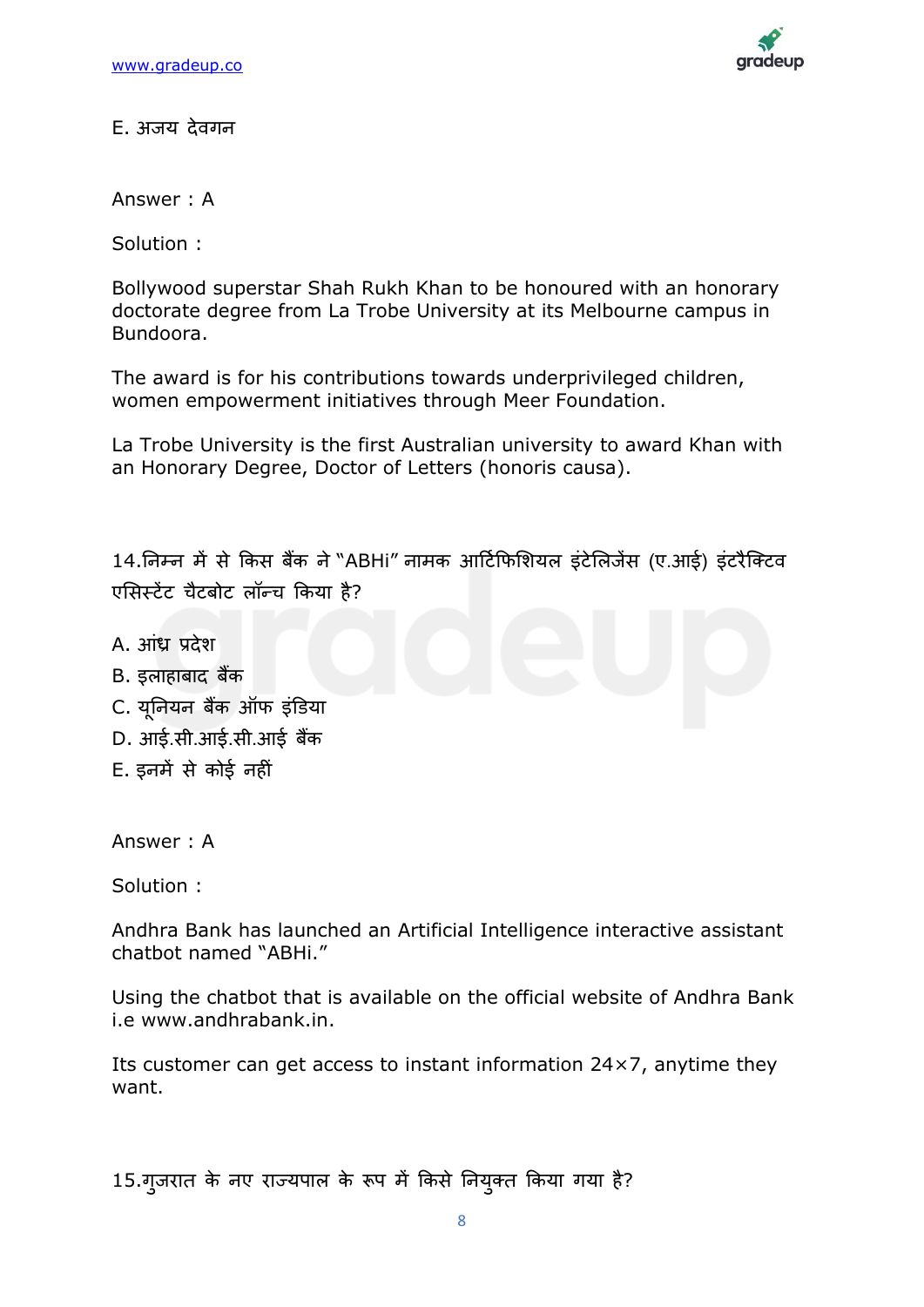E. अजय देवगन

Answer : A

Solution :

Bollywood superstar Shah Rukh Khan to be honoured with an honorary doctorate degree from La Trobe University at its Melbourne campus in Bundoora.

The award is for his contributions towards underprivileged children, women empowerment initiatives through Meer Foundation.

La Trobe University is the first Australian university to award Khan with an Honorary Degree, Doctor of Letters (honoris causa).

14.निम्न में से किस बैंक ने "ABHi" नामक आर्टिफिशियल इंटेलिजेंस (ए.आई) इंटरैक्टिव एसिस्टेंट चैटबोट लॉन्च किया है?

A. आंध्र प्रदेश
B. इलाहाबाद बैंक
C. यूनियन बैंक ऑफ इंडिया
D. आई.सी.आई.सी.आई बैंक
E. इनमें से कोई नहीं

Answer : A

Solution :

Andhra Bank has launched an Artificial Intelligence interactive assistant chatbot named "ABHi."

Using the chatbot that is available on the official website of Andhra Bank i.e www.andhrabank.in.

Its customer can get access to instant information 24×7, anytime they want.

15.गुजरात के नए राज्यपाल के रूप में किसे नियुक्त किया गया है?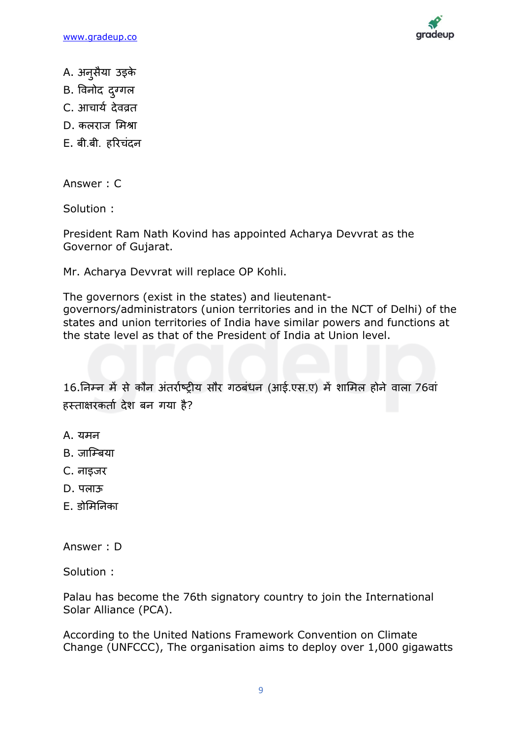A. अनुसैया उइके

B. विनोद दुग्गल

C. आचार्य देवव्रत

D. कलराज मिश्रा

E. बी.बी. हरिचंदन

Answer : C

Solution :

President Ram Nath Kovind has appointed Acharya Devvrat as the Governor of Gujarat.

Mr. Acharya Devvrat will replace OP Kohli.

The governors (exist in the states) and lieutenant-governors/administrators (union territories and in the NCT of Delhi) of the states and union territories of India have similar powers and functions at the state level as that of the President of India at Union level.

16.निम्न में से कौन अंतर्राष्ट्रीय सौर गठबंधन (आई.एस.ए) में शामिल होने वाला 76वां हस्ताक्षरकर्ता देश बन गया है?

A. यमन

B. जाम्बिया

C. नाइजर

D. पलाऊ

E. डोमिनिका

Answer : D

Solution :

Palau has become the 76th signatory country to join the International Solar Alliance (PCA).

According to the United Nations Framework Convention on Climate Change (UNFCCC), The organisation aims to deploy over 1,000 gigawatts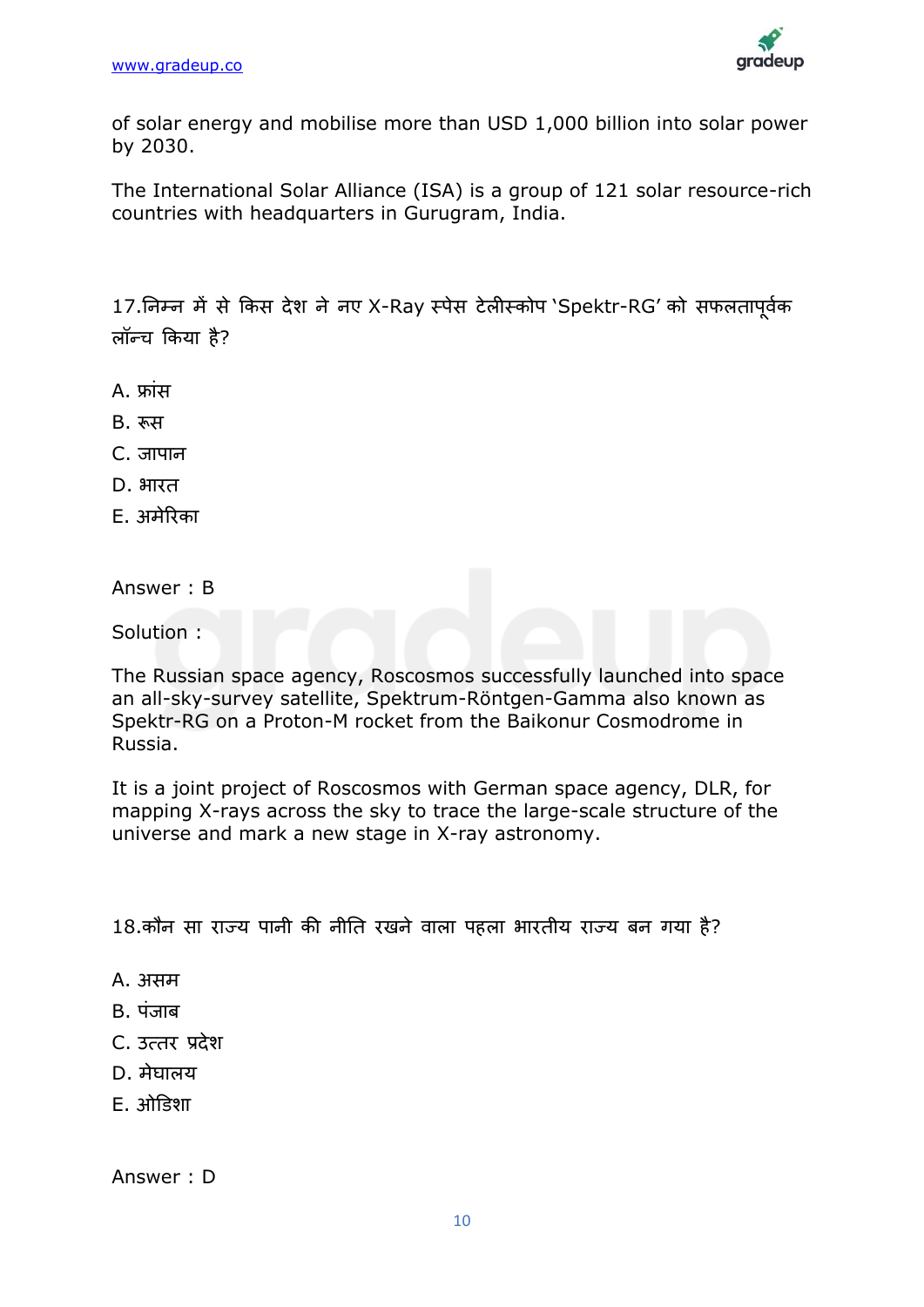of solar energy and mobilise more than USD 1,000 billion into solar power by 2030.

The International Solar Alliance (ISA) is a group of 121 solar resource-rich countries with headquarters in Gurugram, India.

17.निम्न में से किस देश ने नए X-Ray स्पेस टेलीस्कोप 'Spektr-RG' को सफलतापूर्वक लॉन्च किया है?

A. फ्रांस

B. रूस

C. जापान

D. भारत

E. अमेरिका

Answer : B

Solution :

The Russian space agency, Roscosmos successfully launched into space an all-sky-survey satellite, Spektrum-Röntgen-Gamma also known as Spektr-RG on a Proton-M rocket from the Baikonur Cosmodrome in Russia.

It is a joint project of Roscosmos with German space agency, DLR, for mapping X-rays across the sky to trace the large-scale structure of the universe and mark a new stage in X-ray astronomy.

18.कौन सा राज्य पानी की नीति रखने वाला पहला भारतीय राज्य बन गया है?

A. असम

B. पंजाब

C. उत्तर प्रदेश

D. मेघालय

E. ओडिशा

Answer : D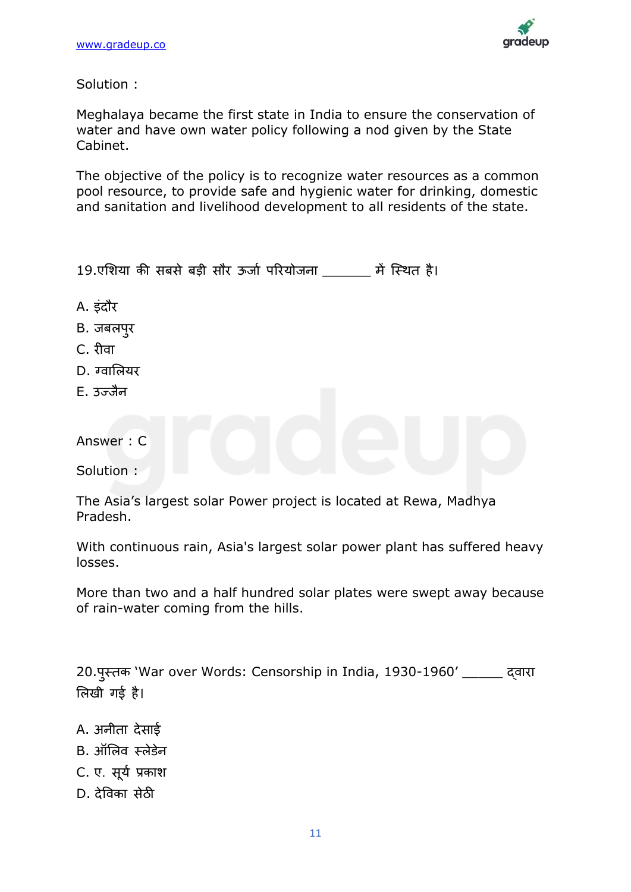Solution :

Meghalaya became the first state in India to ensure the conservation of water and have own water policy following a nod given by the State Cabinet.

The objective of the policy is to recognize water resources as a common pool resource, to provide safe and hygienic water for drinking, domestic and sanitation and livelihood development to all residents of the state.

19.एशिया की सबसे बड़ी सौर ऊर्जा परियोजना _______ में स्थित है।

A. इंदौर

B. जबलपुर

C. रीवा

D. ग्वालियर

E. उज्जैन

Answer : C

Solution :

The Asia's largest solar Power project is located at Rewa, Madhya Pradesh.

With continuous rain, Asia's largest solar power plant has suffered heavy losses.

More than two and a half hundred solar plates were swept away because of rain-water coming from the hills.

20.पुस्तक 'War over Words: Censorship in India, 1930-1960' ______ द्वारा लिखी गई है।

A. अनीता देसाई

B. ऑलिव स्लेडेन

C. ए. सूर्य प्रकाश

D. देविका सेठी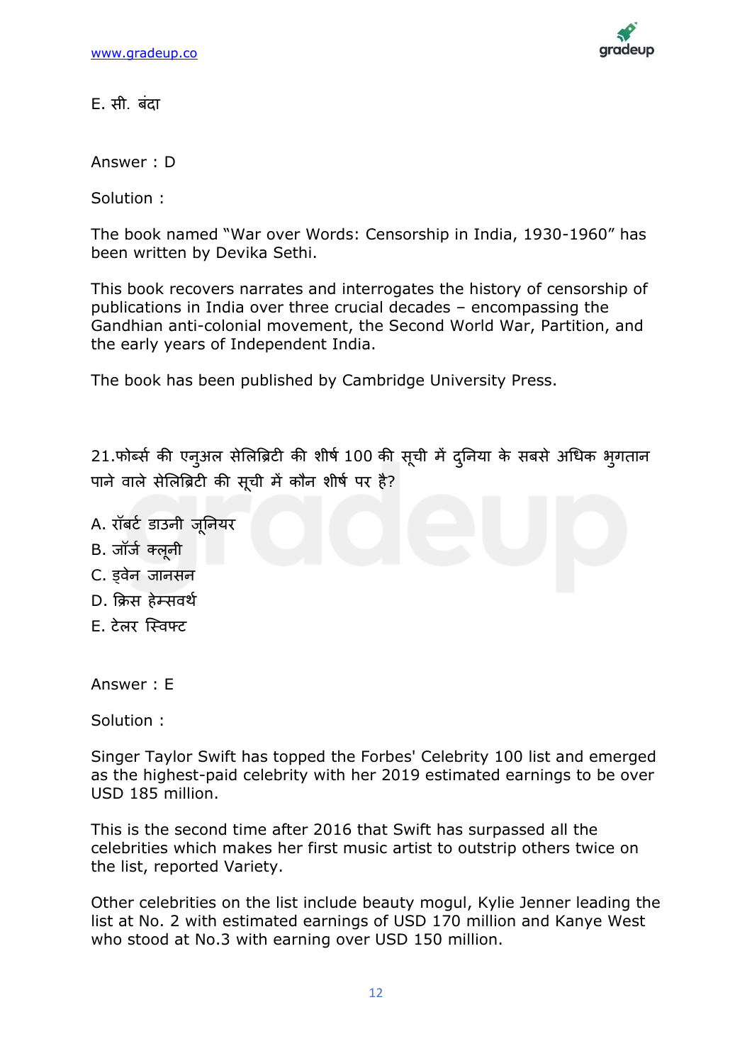E. सी. बंदा

Answer : D

Solution :

The book named "War over Words: Censorship in India, 1930-1960" has been written by Devika Sethi.

This book recovers narrates and interrogates the history of censorship of publications in India over three crucial decades – encompassing the Gandhian anti-colonial movement, the Second World War, Partition, and the early years of Independent India.

The book has been published by Cambridge University Press.

21.फोर्ब्स की एनुअल सेलिब्रिटी की शीर्ष 100 की सूची में दुनिया के सबसे अधिक भुगतान पाने वाले सेलिब्रिटी की सूची में कौन शीर्ष पर है?

A. रॉबर्ट डाउनी जूनियर
B. जॉर्ज क्लूनी
C. ड्वेन जानसन
D. क्रिस हेम्सवर्थ
E. टेलर स्विफ्ट

Answer : E

Solution :

Singer Taylor Swift has topped the Forbes' Celebrity 100 list and emerged as the highest-paid celebrity with her 2019 estimated earnings to be over USD 185 million.

This is the second time after 2016 that Swift has surpassed all the celebrities which makes her first music artist to outstrip others twice on the list, reported Variety.

Other celebrities on the list include beauty mogul, Kylie Jenner leading the list at No. 2 with estimated earnings of USD 170 million and Kanye West who stood at No.3 with earning over USD 150 million.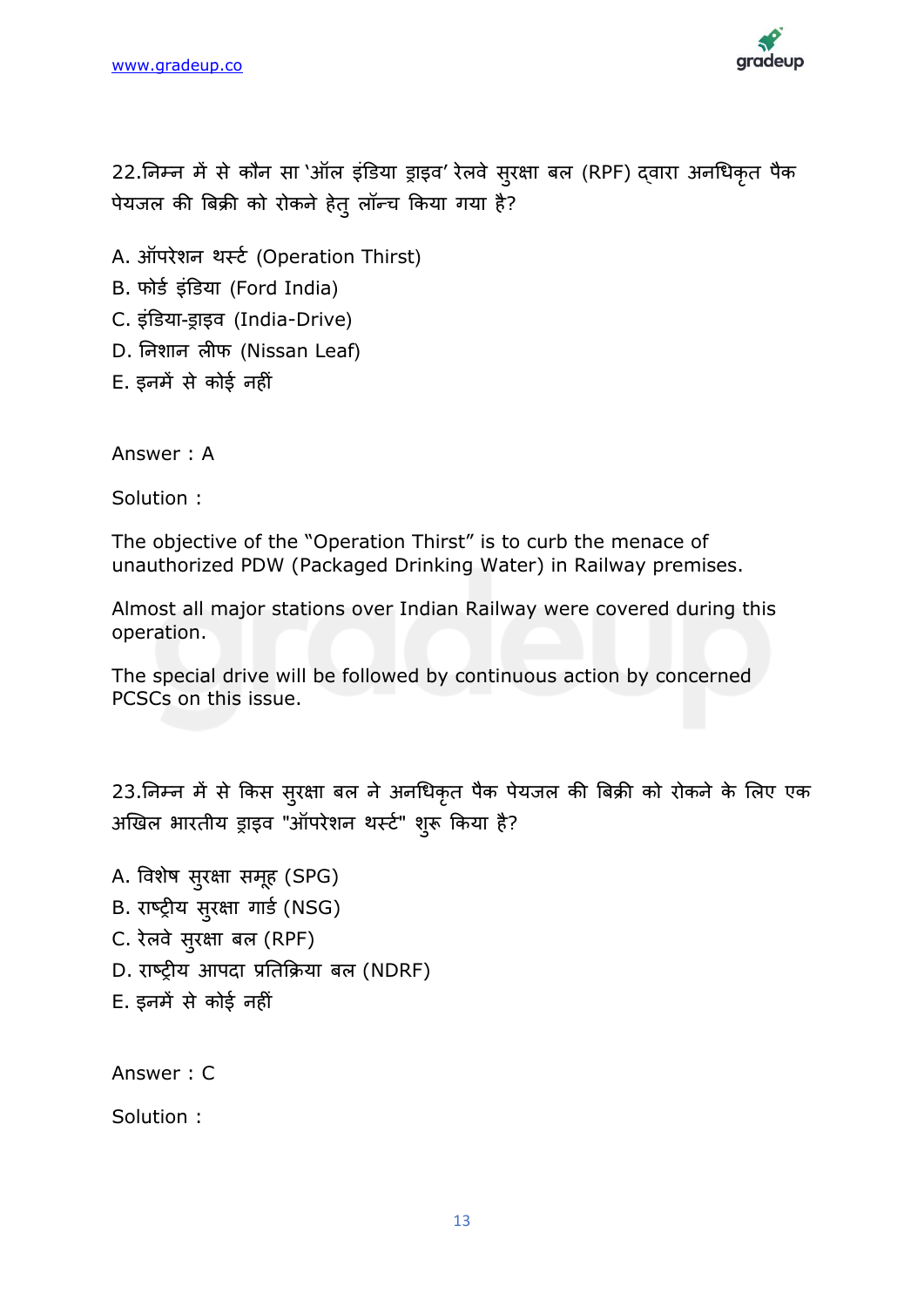22.निम्न में से कौन सा 'ऑल इंडिया ड्राइव' रेलवे सुरक्षा बल (RPF) द्वारा अनधिकृत पैक पेयजल की बिक्री को रोकने हेतु लॉन्च किया गया है?

A. ऑपरेशन थर्स्ट (Operation Thirst)
B. फोर्ड इंडिया (Ford India)
C. इंडिया-ड्राइव (India-Drive)
D. निशान लीफ (Nissan Leaf)
E. इनमें से कोई नहीं

Answer : A

Solution :

The objective of the "Operation Thirst" is to curb the menace of unauthorized PDW (Packaged Drinking Water) in Railway premises.

Almost all major stations over Indian Railway were covered during this operation.

The special drive will be followed by continuous action by concerned PCSCs on this issue.

23.निम्न में से किस सुरक्षा बल ने अनधिकृत पैक पेयजल की बिक्री को रोकने के लिए एक अखिल भारतीय ड्राइव "ऑपरेशन थर्स्ट" शुरू किया है?

A. विशेष सुरक्षा समूह (SPG)
B. राष्ट्रीय सुरक्षा गार्ड (NSG)
C. रेलवे सुरक्षा बल (RPF)
D. राष्ट्रीय आपदा प्रतिक्रिया बल (NDRF)
E. इनमें से कोई नहीं

Answer : C

Solution :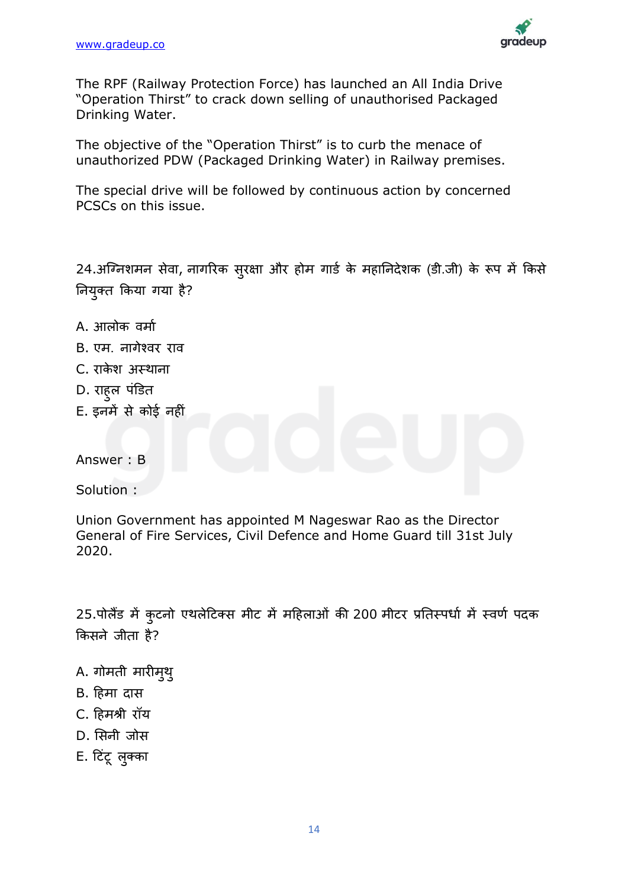The RPF (Railway Protection Force) has launched an All India Drive "Operation Thirst" to crack down selling of unauthorised Packaged Drinking Water.

The objective of the "Operation Thirst" is to curb the menace of unauthorized PDW (Packaged Drinking Water) in Railway premises.

The special drive will be followed by continuous action by concerned PCSCs on this issue.

24.अग्निशमन सेवा, नागरिक सुरक्षा और होम गार्ड के महानिदेशक (डी.जी) के रूप में किसे नियुक्त किया गया है?

A. आलोक वर्मा
B. एम. नागेश्वर राव
C. राकेश अस्थाना
D. राहुल पंडित
E. इनमें से कोई नहीं

Answer : B

Solution :

Union Government has appointed M Nageswar Rao as the Director General of Fire Services, Civil Defence and Home Guard till 31st July 2020.

25.पोलैंड में कुटनो एथलेटिक्स मीट में महिलाओं की 200 मीटर प्रतिस्पर्धा में स्वर्ण पदक किसने जीता है?

A. गोमती मारीमुथु
B. हिमा दास
C. हिमश्री रॉय
D. सिनी जोस
E. टिंटू लुक्का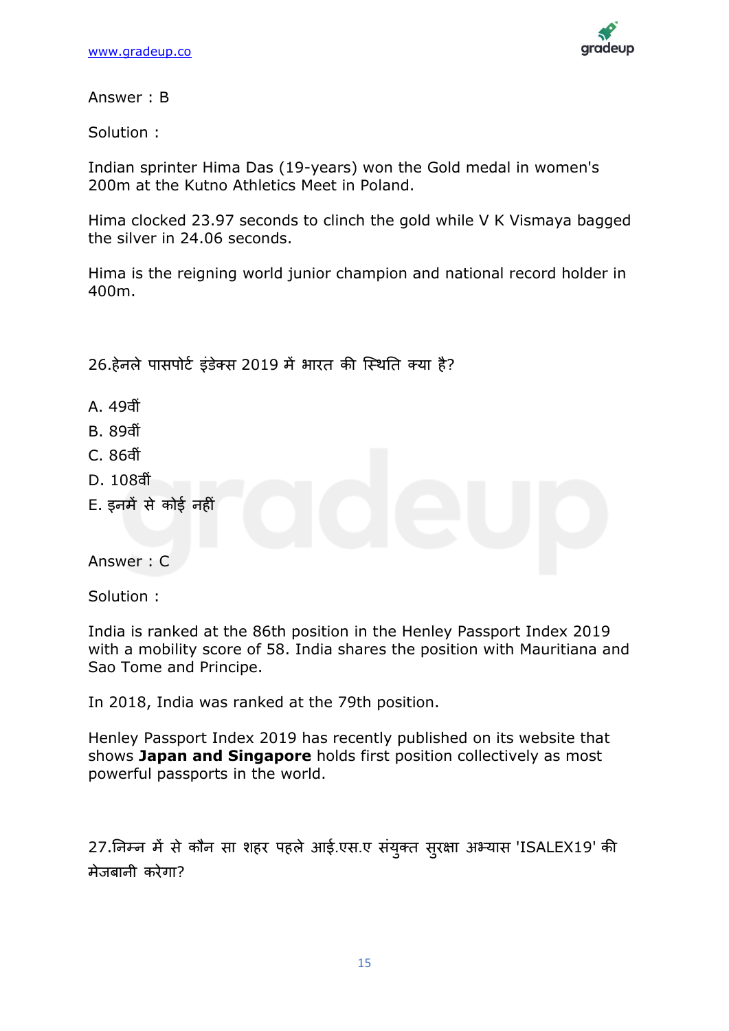Answer : B

Solution :

Indian sprinter Hima Das (19-years) won the Gold medal in women's 200m at the Kutno Athletics Meet in Poland.

Hima clocked 23.97 seconds to clinch the gold while V K Vismaya bagged the silver in 24.06 seconds.

Hima is the reigning world junior champion and national record holder in 400m.

26.हेनले पासपोर्ट इंडेक्स 2019 में भारत की स्थिति क्या है?

A. 49वीं

B. 89वीं

C. 86वीं

D. 108वीं

E. इनमें से कोई नहीं

Answer : C

Solution :

India is ranked at the 86th position in the Henley Passport Index 2019 with a mobility score of 58. India shares the position with Mauritiana and Sao Tome and Principe.

In 2018, India was ranked at the 79th position.

Henley Passport Index 2019 has recently published on its website that shows **Japan and Singapore** holds first position collectively as most powerful passports in the world.

27.निम्न में से कौन सा शहर पहले आई.एस.ए संयुक्त सुरक्षा अभ्यास 'ISALEX19' की मेजबानी करेगा?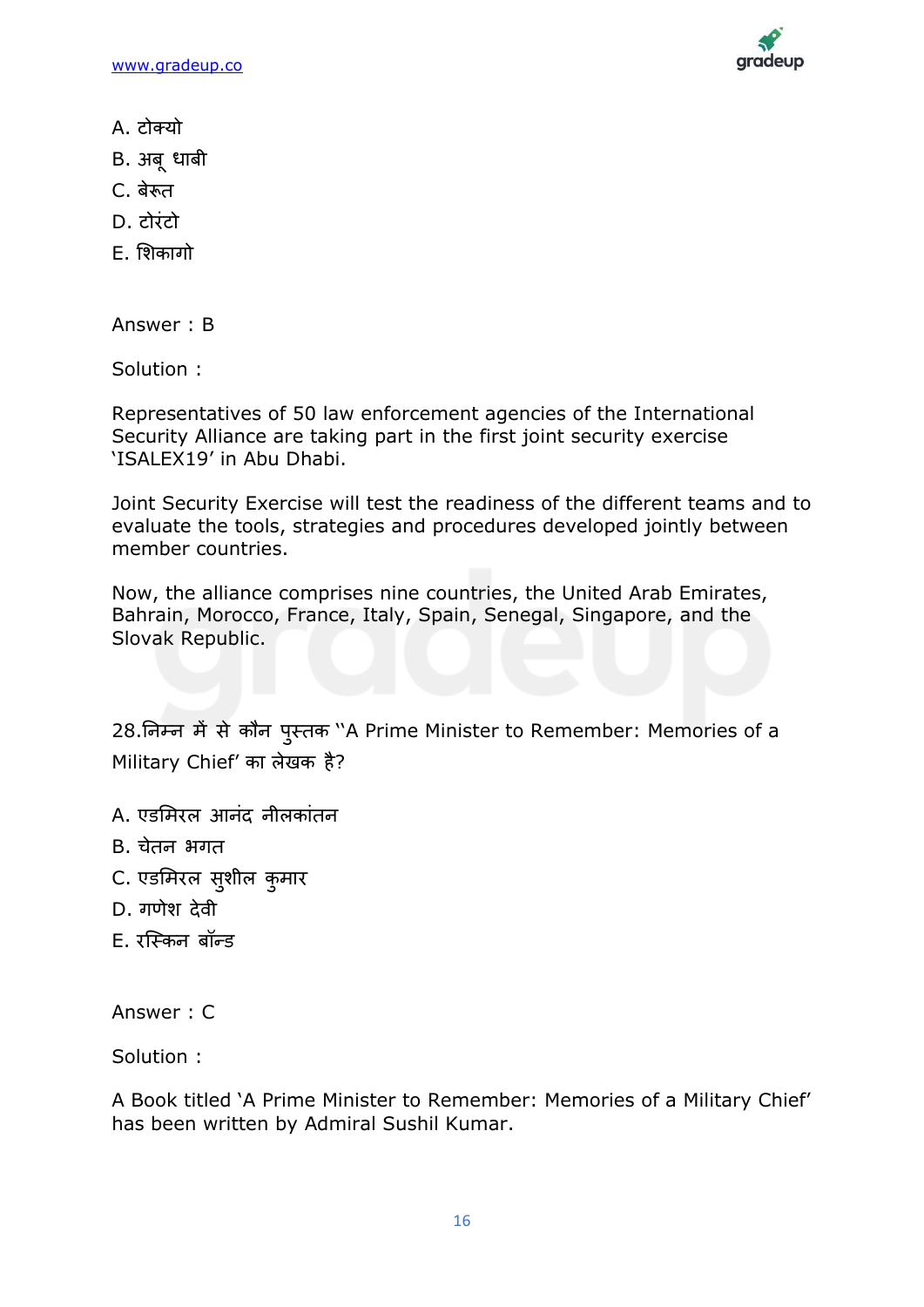A. टोक्यो

B. अबू धाबी

C. बेरूत

D. टोरंटो

E. शिकागो

Answer : B

Solution :

Representatives of 50 law enforcement agencies of the International Security Alliance are taking part in the first joint security exercise 'ISALEX19' in Abu Dhabi.

Joint Security Exercise will test the readiness of the different teams and to evaluate the tools, strategies and procedures developed jointly between member countries.

Now, the alliance comprises nine countries, the United Arab Emirates, Bahrain, Morocco, France, Italy, Spain, Senegal, Singapore, and the Slovak Republic.

28.निम्न में से कौन पुस्तक "A Prime Minister to Remember: Memories of a Military Chief' का लेखक है?

A. एडमिरल आनंद नीलकांतन

B. चेतन भगत

C. एडमिरल सुशील कुमार

D. गणेश देवी

E. रस्किन बॉन्ड

Answer : C

Solution :

A Book titled 'A Prime Minister to Remember: Memories of a Military Chief' has been written by Admiral Sushil Kumar.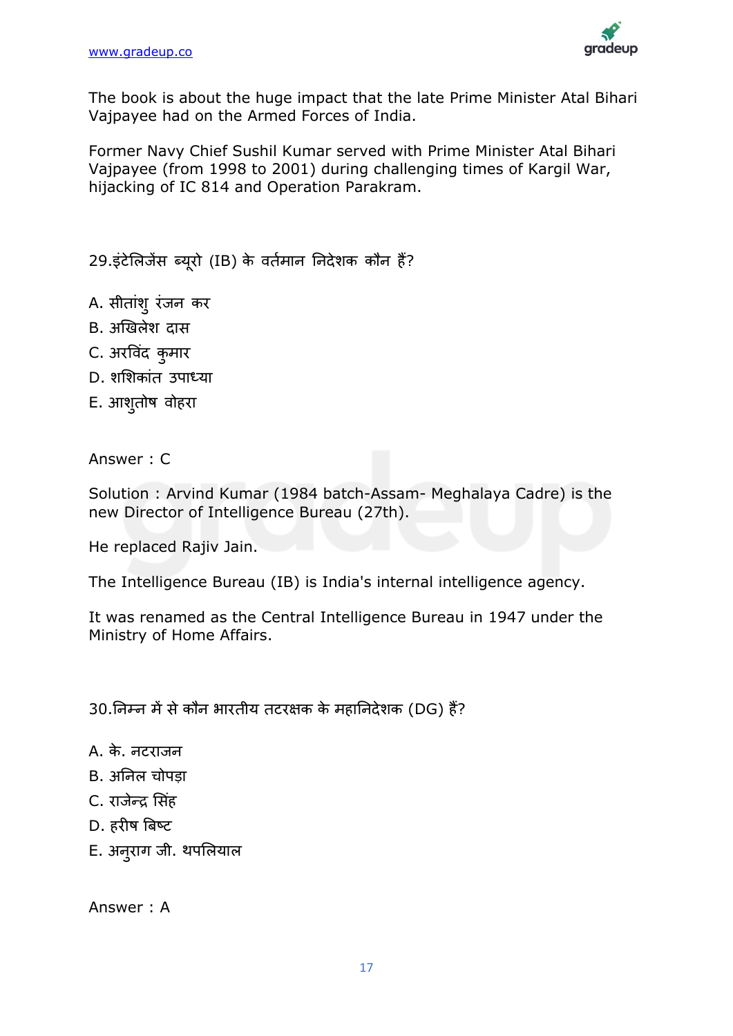The book is about the huge impact that the late Prime Minister Atal Bihari Vajpayee had on the Armed Forces of India.

Former Navy Chief Sushil Kumar served with Prime Minister Atal Bihari Vajpayee (from 1998 to 2001) during challenging times of Kargil War, hijacking of IC 814 and Operation Parakram.

29.इंटेलिजेंस ब्यूरो (IB) के वर्तमान निदेशक कौन हैं?

A. सीतांशु रंजन कर
B. अखिलेश दास
C. अरविंद कुमार
D. शशिकांत उपाध्या
E. आशुतोष वोहरा

Answer : C

Solution : Arvind Kumar (1984 batch-Assam- Meghalaya Cadre) is the new Director of Intelligence Bureau (27th).

He replaced Rajiv Jain.

The Intelligence Bureau (IB) is India's internal intelligence agency.

It was renamed as the Central Intelligence Bureau in 1947 under the Ministry of Home Affairs.

30.निम्न में से कौन भारतीय तटरक्षक के महानिदेशक (DG) हैं?

A. के. नटराजन
B. अनिल चोपड़ा
C. राजेन्द्र सिंह
D. हरीष बिष्ट
E. अनुराग जी. थपलियाल

Answer : A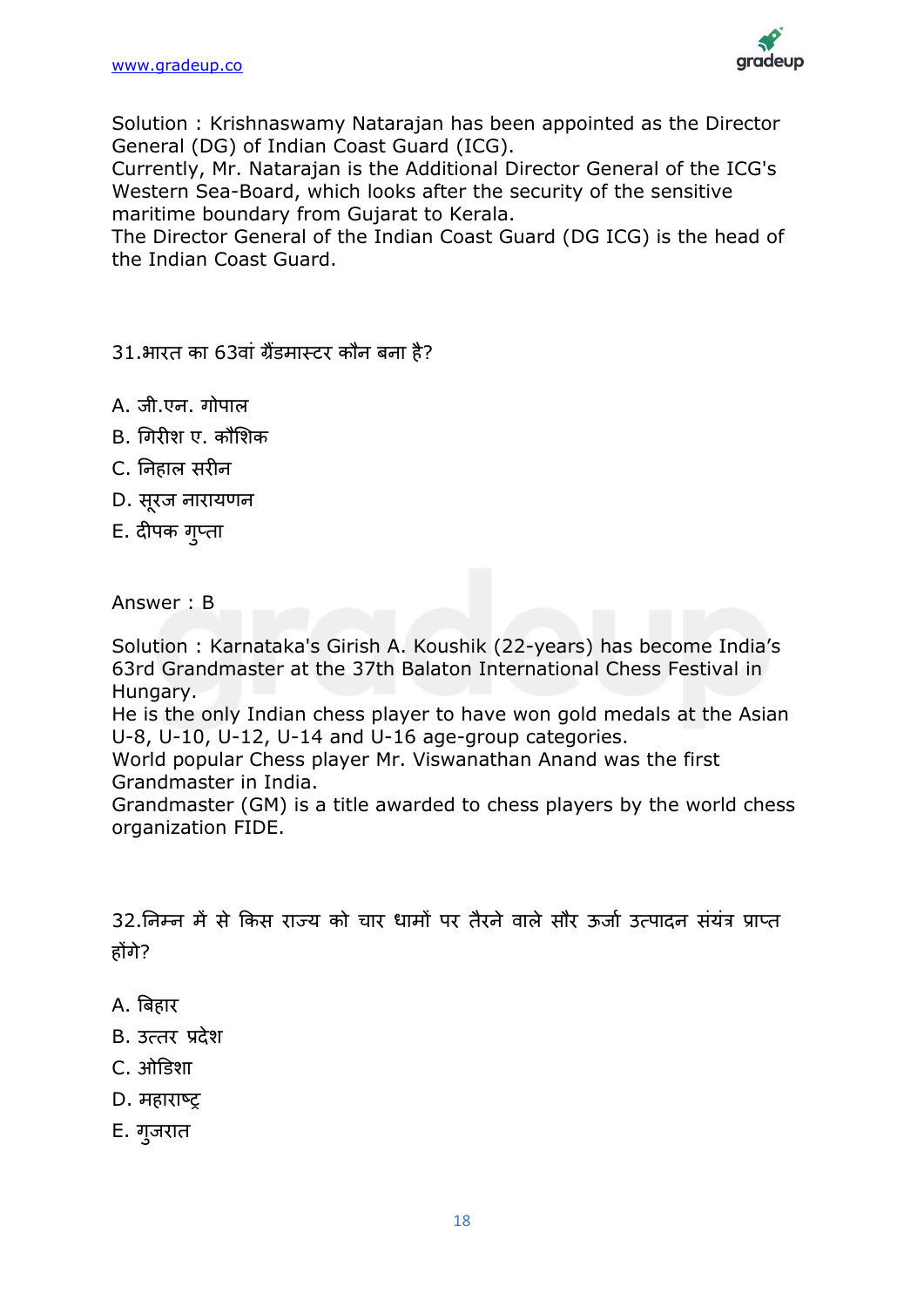Solution : Krishnaswamy Natarajan has been appointed as the Director General (DG) of Indian Coast Guard (ICG).
Currently, Mr. Natarajan is the Additional Director General of the ICG's Western Sea-Board, which looks after the security of the sensitive maritime boundary from Gujarat to Kerala.
The Director General of the Indian Coast Guard (DG ICG) is the head of the Indian Coast Guard.

31.भारत का 63वां ग्रैंडमास्टर कौन बना है?

A. जी.एन. गोपाल
B. गिरीश ए. कौशिक
C. निहाल सरीन
D. सूरज नारायणन
E. दीपक गुप्ता

Answer : B

Solution : Karnataka's Girish A. Koushik (22-years) has become India's 63rd Grandmaster at the 37th Balaton International Chess Festival in Hungary.
He is the only Indian chess player to have won gold medals at the Asian U-8, U-10, U-12, U-14 and U-16 age-group categories.
World popular Chess player Mr. Viswanathan Anand was the first Grandmaster in India.
Grandmaster (GM) is a title awarded to chess players by the world chess organization FIDE.

32.निम्न में से किस राज्य को चार धामों पर तैरने वाले सौर ऊर्जा उत्पादन संयंत्र प्राप्त होंगे?

A. बिहार
B. उत्तर प्रदेश
C. ओडिशा
D. महाराष्ट्र
E. गुजरात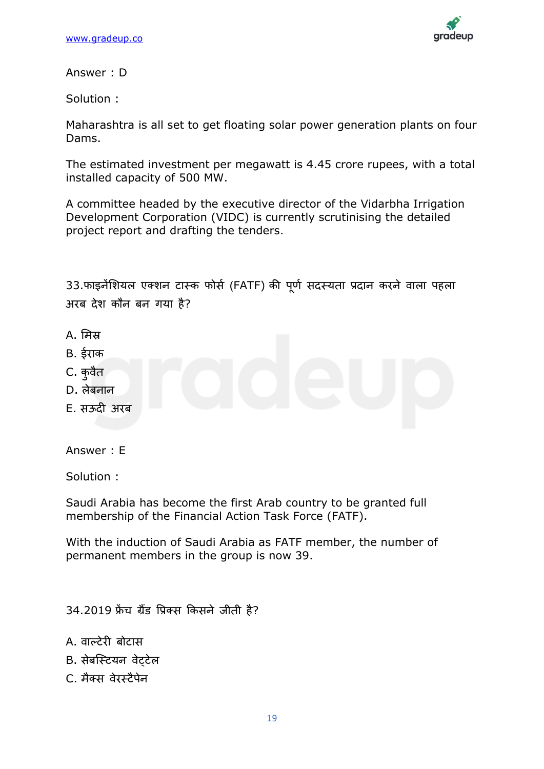Answer : D

Solution :

Maharashtra is all set to get floating solar power generation plants on four Dams.

The estimated investment per megawatt is 4.45 crore rupees, with a total installed capacity of 500 MW.

A committee headed by the executive director of the Vidarbha Irrigation Development Corporation (VIDC) is currently scrutinising the detailed project report and drafting the tenders.

33.फाइनेंशियल एक्शन टास्क फोर्स (FATF) की पूर्ण सदस्यता प्रदान करने वाला पहला अरब देश कौन बन गया है?

A. मिस्र
B. ईराक
C. कुवैत
D. लेबनान
E. सऊदी अरब

Answer : E

Solution :

Saudi Arabia has become the first Arab country to be granted full membership of the Financial Action Task Force (FATF).

With the induction of Saudi Arabia as FATF member, the number of permanent members in the group is now 39.

34.2019 फ्रेंच ग्रैंड प्रिक्स किसने जीती है?

A. वाल्टेरी बोटास
B. सेबस्टियन वेट्टेल
C. मैक्स वेरस्टैपेन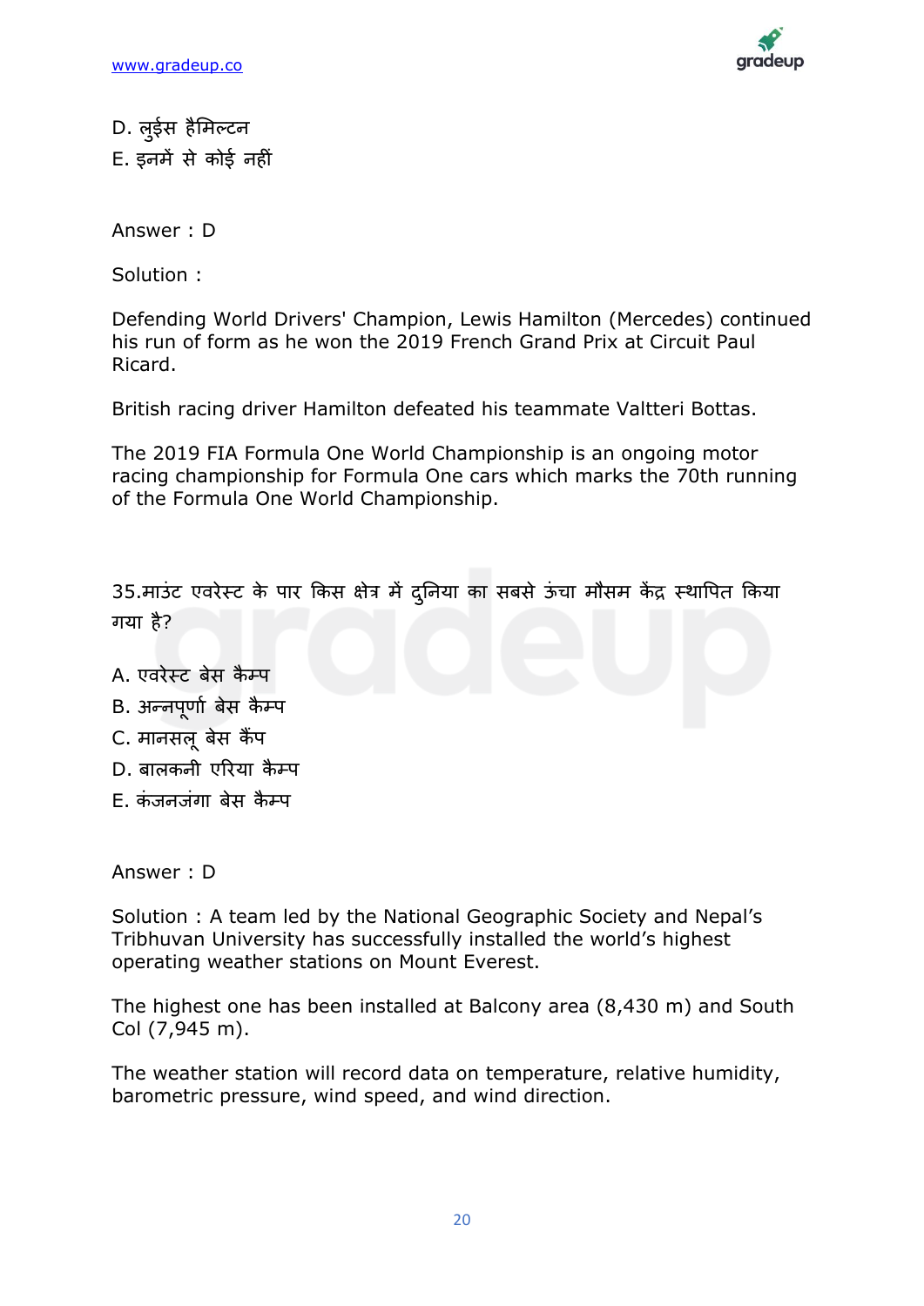D. लुईस हैमिल्टन

E. इनमें से कोई नहीं

Answer : D

Solution :

Defending World Drivers' Champion, Lewis Hamilton (Mercedes) continued his run of form as he won the 2019 French Grand Prix at Circuit Paul Ricard.

British racing driver Hamilton defeated his teammate Valtteri Bottas.

The 2019 FIA Formula One World Championship is an ongoing motor racing championship for Formula One cars which marks the 70th running of the Formula One World Championship.

35.माउंट एवरेस्ट के पार किस क्षेत्र में दुनिया का सबसे ऊंचा मौसम केंद्र स्थापित किया गया है?

A. एवरेस्ट बेस कैम्प

B. अन्नपूर्णा बेस कैम्प

C. मानसलू बेस कैंप

D. बालकनी एरिया कैम्प

E. कंजनजंगा बेस कैम्प

Answer : D

Solution : A team led by the National Geographic Society and Nepal's Tribhuvan University has successfully installed the world's highest operating weather stations on Mount Everest.

The highest one has been installed at Balcony area (8,430 m) and South Col (7,945 m).

The weather station will record data on temperature, relative humidity, barometric pressure, wind speed, and wind direction.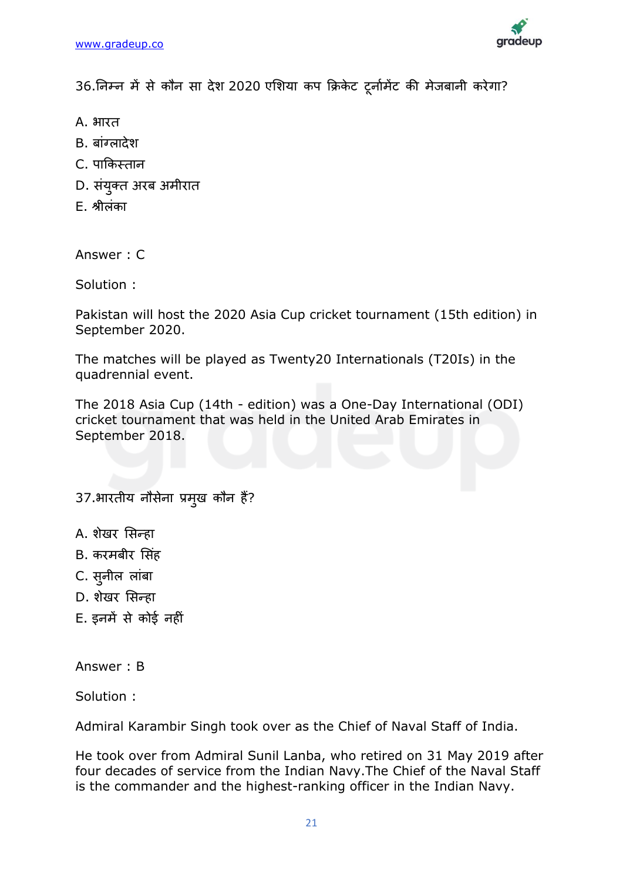36.निम्न में से कौन सा देश 2020 एशिया कप क्रिकेट टूर्नामेंट की मेजबानी करेगा?

A. भारत

B. बांग्लादेश

C. पाकिस्तान

D. संयुक्त अरब अमीरात

E. श्रीलंका

Answer : C

Solution :

Pakistan will host the 2020 Asia Cup cricket tournament (15th edition) in September 2020.

The matches will be played as Twenty20 Internationals (T20Is) in the quadrennial event.

The 2018 Asia Cup (14th - edition) was a One-Day International (ODI) cricket tournament that was held in the United Arab Emirates in September 2018.

37.भारतीय नौसेना प्रमुख कौन हैं?

A. शेखर सिन्हा

B. करमबीर सिंह

C. सुनील लांबा

D. शेखर सिन्हा

E. इनमें से कोई नहीं

Answer : B

Solution :

Admiral Karambir Singh took over as the Chief of Naval Staff of India.

He took over from Admiral Sunil Lanba, who retired on 31 May 2019 after four decades of service from the Indian Navy.The Chief of the Naval Staff is the commander and the highest-ranking officer in the Indian Navy.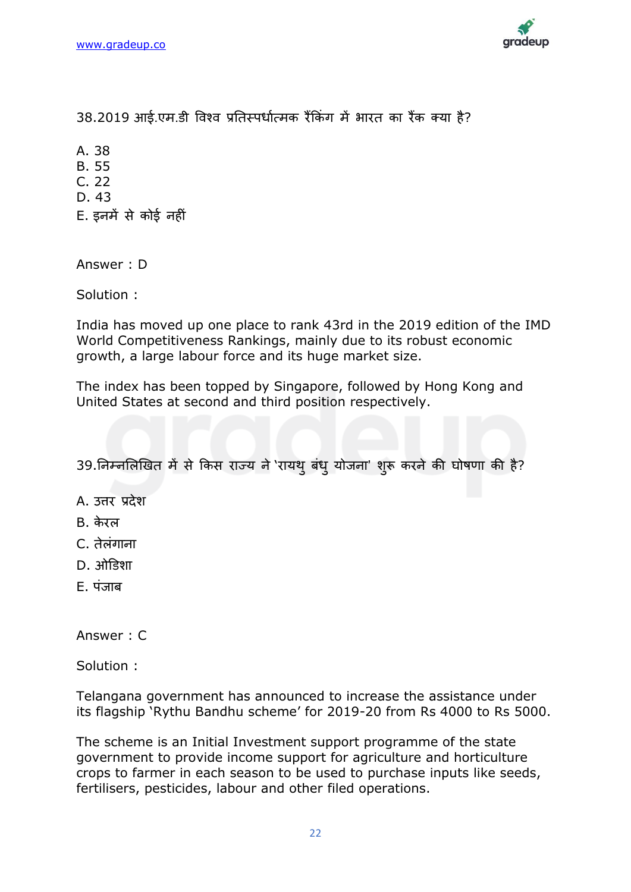38.2019 आई.एम.डी विश्व प्रतिस्पर्धात्मक रैंकिंग में भारत का रैंक क्या है?

A. 38
B. 55
C. 22
D. 43
E. इनमें से कोई नहीं

Answer : D

Solution :

India has moved up one place to rank 43rd in the 2019 edition of the IMD World Competitiveness Rankings, mainly due to its robust economic growth, a large labour force and its huge market size.

The index has been topped by Singapore, followed by Hong Kong and United States at second and third position respectively.

39.निम्नलिखित में से किस राज्य ने 'रायथु बंधु योजना' शुरू करने की घोषणा की है?

A. उत्तर प्रदेश
B. केरल
C. तेलंगाना
D. ओडिशा
E. पंजाब

Answer : C

Solution :

Telangana government has announced to increase the assistance under its flagship 'Rythu Bandhu scheme' for 2019-20 from Rs 4000 to Rs 5000.

The scheme is an Initial Investment support programme of the state government to provide income support for agriculture and horticulture crops to farmer in each season to be used to purchase inputs like seeds, fertilisers, pesticides, labour and other filed operations.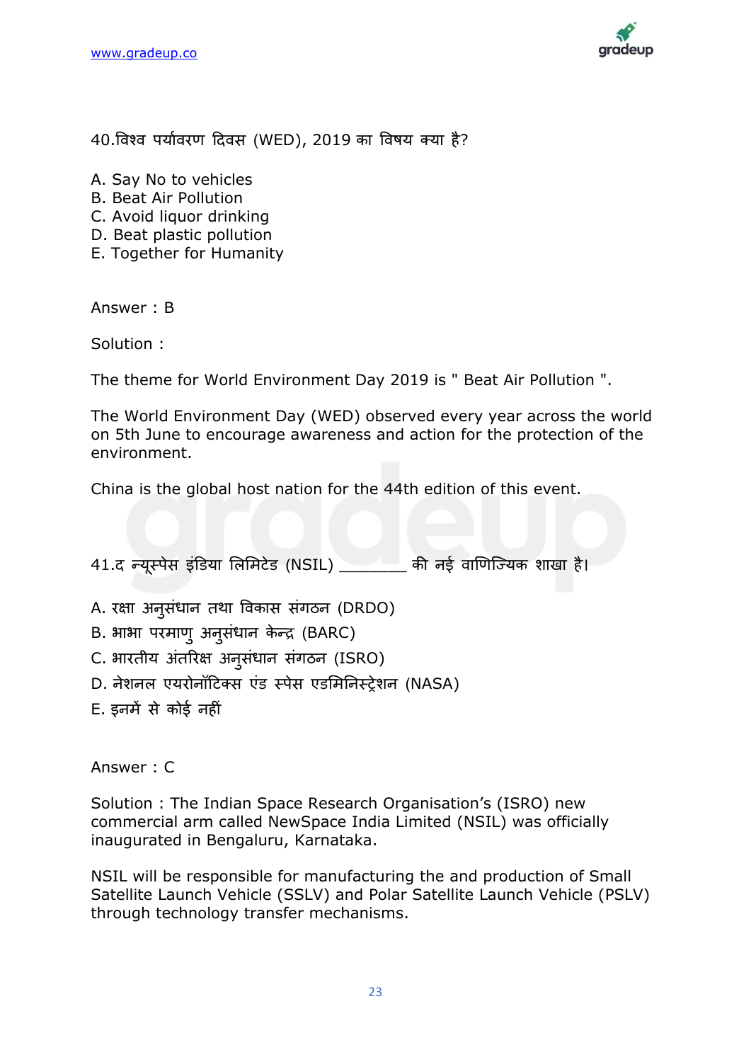40.विश्व पर्यावरण दिवस (WED), 2019 का विषय क्या है?

A. Say No to vehicles
B. Beat Air Pollution
C. Avoid liquor drinking
D. Beat plastic pollution
E. Together for Humanity

Answer : B

Solution :

The theme for World Environment Day 2019 is " Beat Air Pollution ".

The World Environment Day (WED) observed every year across the world on 5th June to encourage awareness and action for the protection of the environment.

China is the global host nation for the 44th edition of this event.

41.द न्यूस्पेस इंडिया लिमिटेड (NSIL) ________ की नई वाणिज्यिक शाखा है।

A. रक्षा अनुसंधान तथा विकास संगठन (DRDO)
B. भाभा परमाणु अनुसंधान केन्द्र (BARC)
C. भारतीय अंतरिक्ष अनुसंधान संगठन (ISRO)
D. नेशनल एयरोनॉटिक्स एंड स्पेस एडमिनिस्ट्रेशन (NASA)
E. इनमें से कोई नहीं

Answer : C

Solution : The Indian Space Research Organisation's (ISRO) new commercial arm called NewSpace India Limited (NSIL) was officially inaugurated in Bengaluru, Karnataka.

NSIL will be responsible for manufacturing the and production of Small Satellite Launch Vehicle (SSLV) and Polar Satellite Launch Vehicle (PSLV) through technology transfer mechanisms.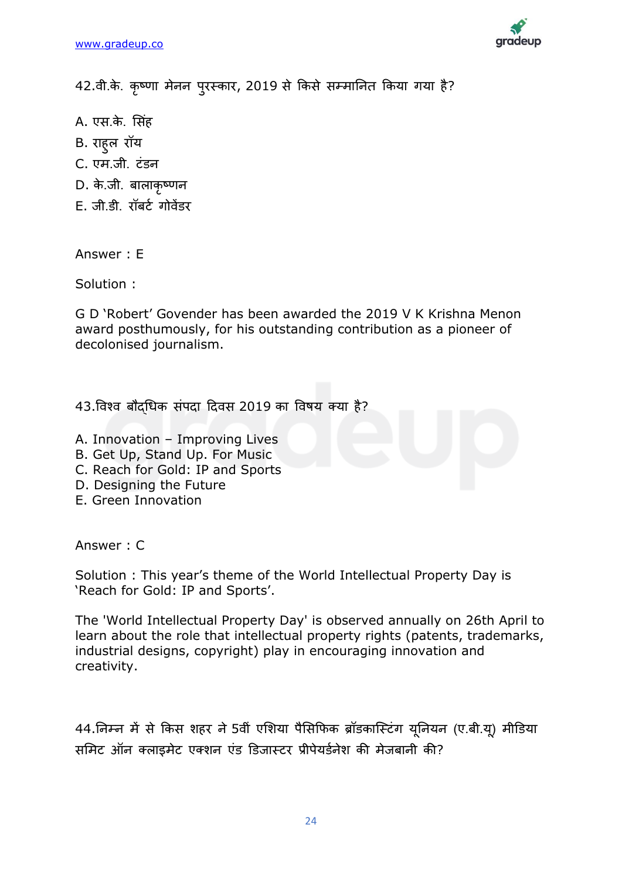42.वी.के. कृष्णा मेनन पुरस्कार, 2019 से किसे सम्मानित किया गया है?

A. एस.के. सिंह
B. राहुल रॉय
C. एम.जी. टंडन
D. के.जी. बालाकृष्णन
E. जी.डी. रॉबर्ट गोवेंडर

Answer : E

Solution :

G D 'Robert' Govender has been awarded the 2019 V K Krishna Menon award posthumously, for his outstanding contribution as a pioneer of decolonised journalism.

43.विश्व बौद्धिक संपदा दिवस 2019 का विषय क्या है?

A. Innovation – Improving Lives
B. Get Up, Stand Up. For Music
C. Reach for Gold: IP and Sports
D. Designing the Future
E. Green Innovation

Answer : C

Solution : This year's theme of the World Intellectual Property Day is 'Reach for Gold: IP and Sports'.

The 'World Intellectual Property Day' is observed annually on 26th April to learn about the role that intellectual property rights (patents, trademarks, industrial designs, copyright) play in encouraging innovation and creativity.

44.निम्न में से किस शहर ने 5वीं एशिया पैसिफिक ब्रॉडकास्टिंग यूनियन (ए.बी.यू) मीडिया समिट ऑन क्लाइमेट एक्शन एंड डिजास्टर प्रीपेयर्डनेश की मेजबानी की?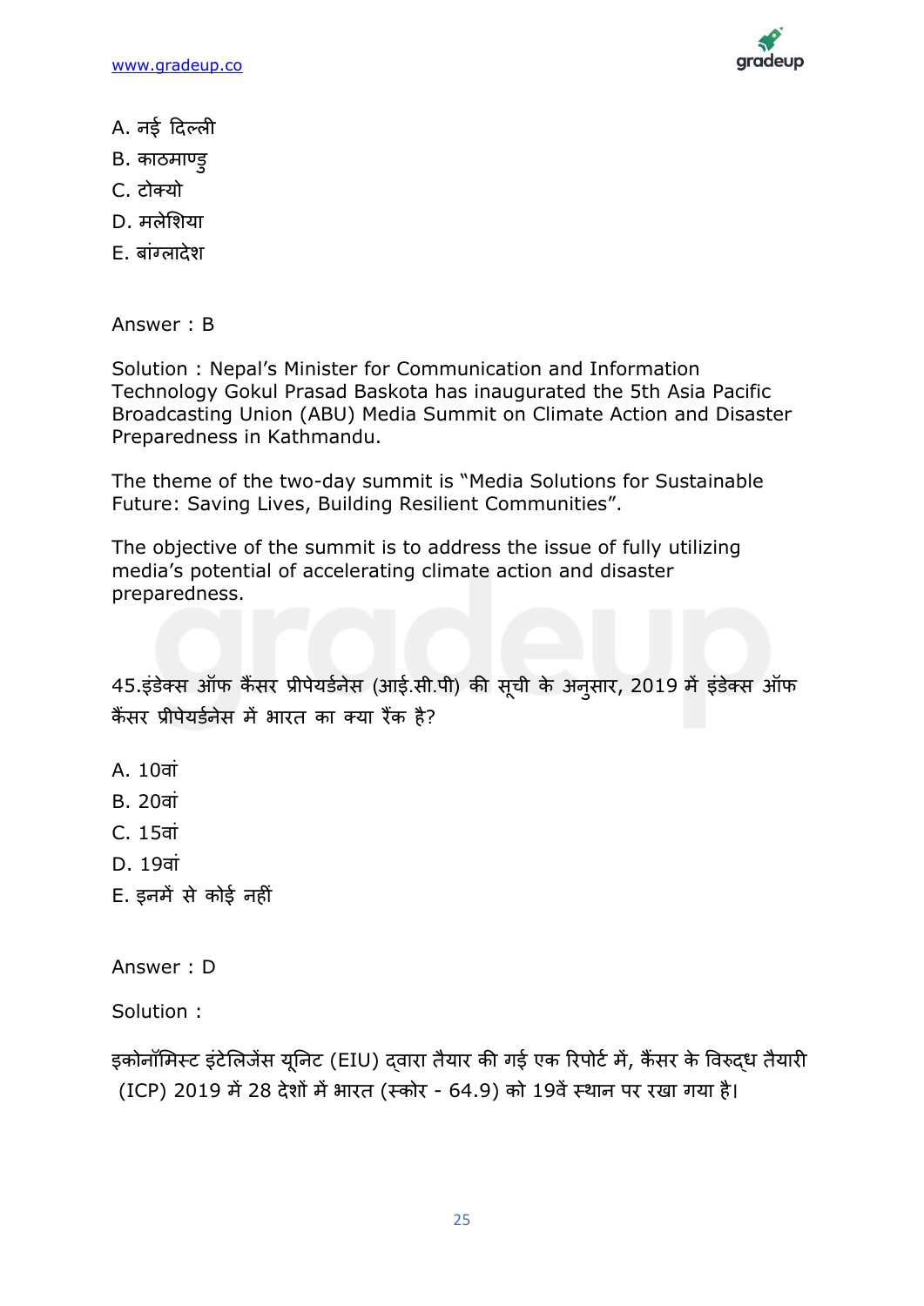A. नई दिल्ली

B. काठमाण्डु

C. टोक्यो

D. मलेशिया

E. बांग्लादेश

Answer : B

Solution : Nepal's Minister for Communication and Information Technology Gokul Prasad Baskota has inaugurated the 5th Asia Pacific Broadcasting Union (ABU) Media Summit on Climate Action and Disaster Preparedness in Kathmandu.

The theme of the two-day summit is "Media Solutions for Sustainable Future: Saving Lives, Building Resilient Communities".

The objective of the summit is to address the issue of fully utilizing media's potential of accelerating climate action and disaster preparedness.

45.इंडेक्स ऑफ कैंसर प्रीपेयर्डनेस (आई.सी.पी) की सूची के अनुसार, 2019 में इंडेक्स ऑफ कैंसर प्रीपेयर्डनेस में भारत का क्या रैंक है?

A. 10वां

B. 20वां

C. 15वां

D. 19वां

E. इनमें से कोई नहीं

Answer : D

Solution :

इकोनॉमिस्ट इंटेलिजेंस यूनिट (EIU) द्वारा तैयार की गई एक रिपोर्ट में, कैंसर के विरुद्ध तैयारी (ICP) 2019 में 28 देशों में भारत (स्कोर - 64.9) को 19वें स्थान पर रखा गया है।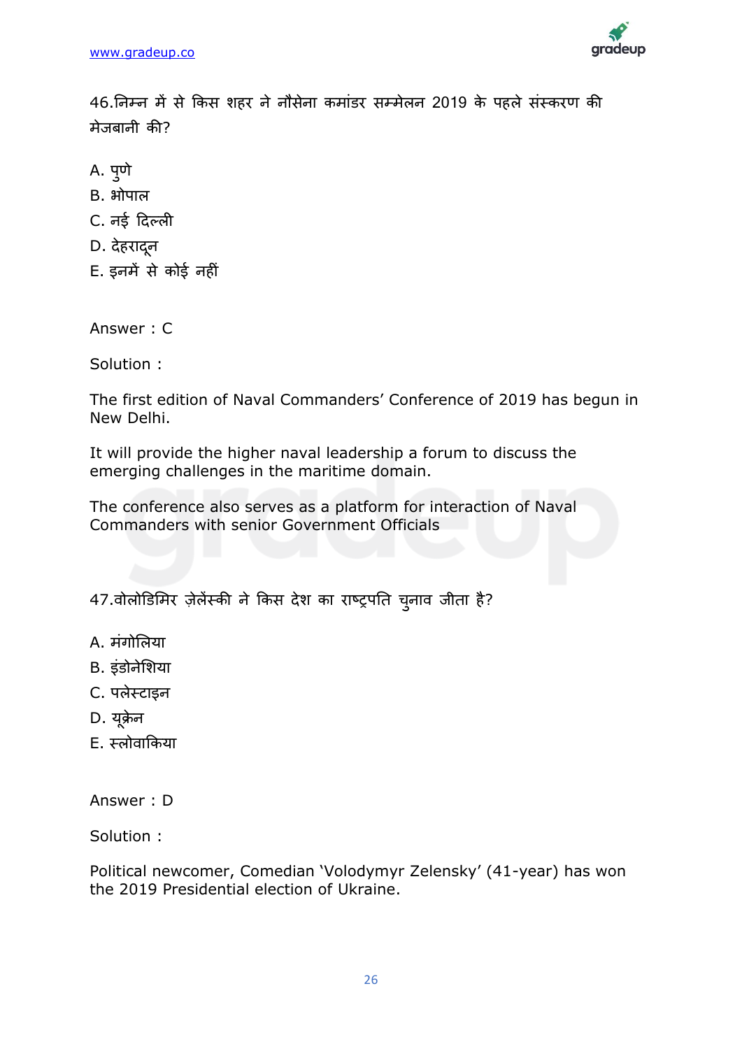46.निम्न में से किस शहर ने नौसेना कमांडर सम्मेलन 2019 के पहले संस्करण की मेजबानी की?

A. पुणे
B. भोपाल
C. नई दिल्ली
D. देहरादून
E. इनमें से कोई नहीं

Answer : C

Solution :

The first edition of Naval Commanders' Conference of 2019 has begun in New Delhi.

It will provide the higher naval leadership a forum to discuss the emerging challenges in the maritime domain.

The conference also serves as a platform for interaction of Naval Commanders with senior Government Officials

47.वोलोडिमिर ज़ेलेंस्की ने किस देश का राष्ट्रपति चुनाव जीता है?

A. मंगोलिया
B. इंडोनेशिया
C. पलेस्टाइन
D. यूक्रेन
E. स्लोवाकिया

Answer : D

Solution :

Political newcomer, Comedian 'Volodymyr Zelensky' (41-year) has won the 2019 Presidential election of Ukraine.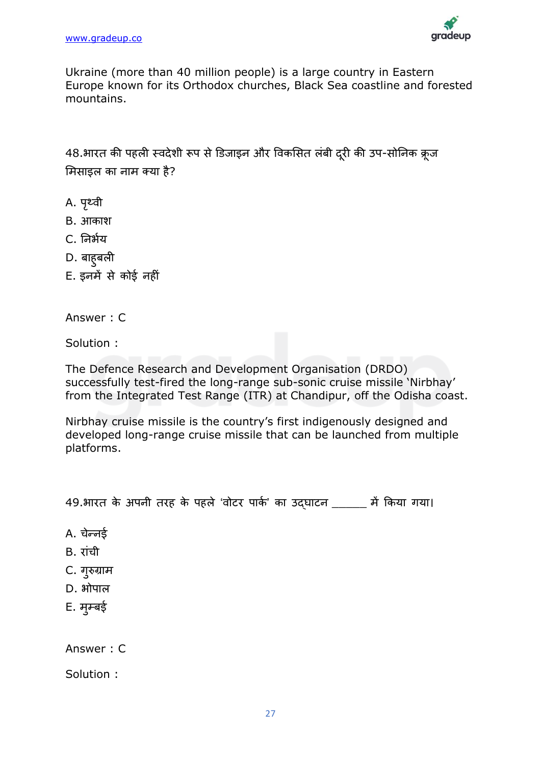Ukraine (more than 40 million people) is a large country in Eastern Europe known for its Orthodox churches, Black Sea coastline and forested mountains.

48.भारत की पहली स्वदेशी रूप से डिजाइन और विकसित लंबी दूरी की उप-सोनिक क्रूज मिसाइल का नाम क्या है?

A. पृथ्वी
B. आकाश
C. निर्भय
D. बाहुबली
E. इनमें से कोई नहीं

Answer : C

Solution :

The Defence Research and Development Organisation (DRDO) successfully test-fired the long-range sub-sonic cruise missile 'Nirbhay' from the Integrated Test Range (ITR) at Chandipur, off the Odisha coast.

Nirbhay cruise missile is the country's first indigenously designed and developed long-range cruise missile that can be launched from multiple platforms.

49.भारत के अपनी तरह के पहले 'वोटर पार्क' का उद्घाटन ______ में किया गया।

A. चेन्नई
B. रांची
C. गुरुग्राम
D. भोपाल
E. मुम्बई

Answer : C

Solution :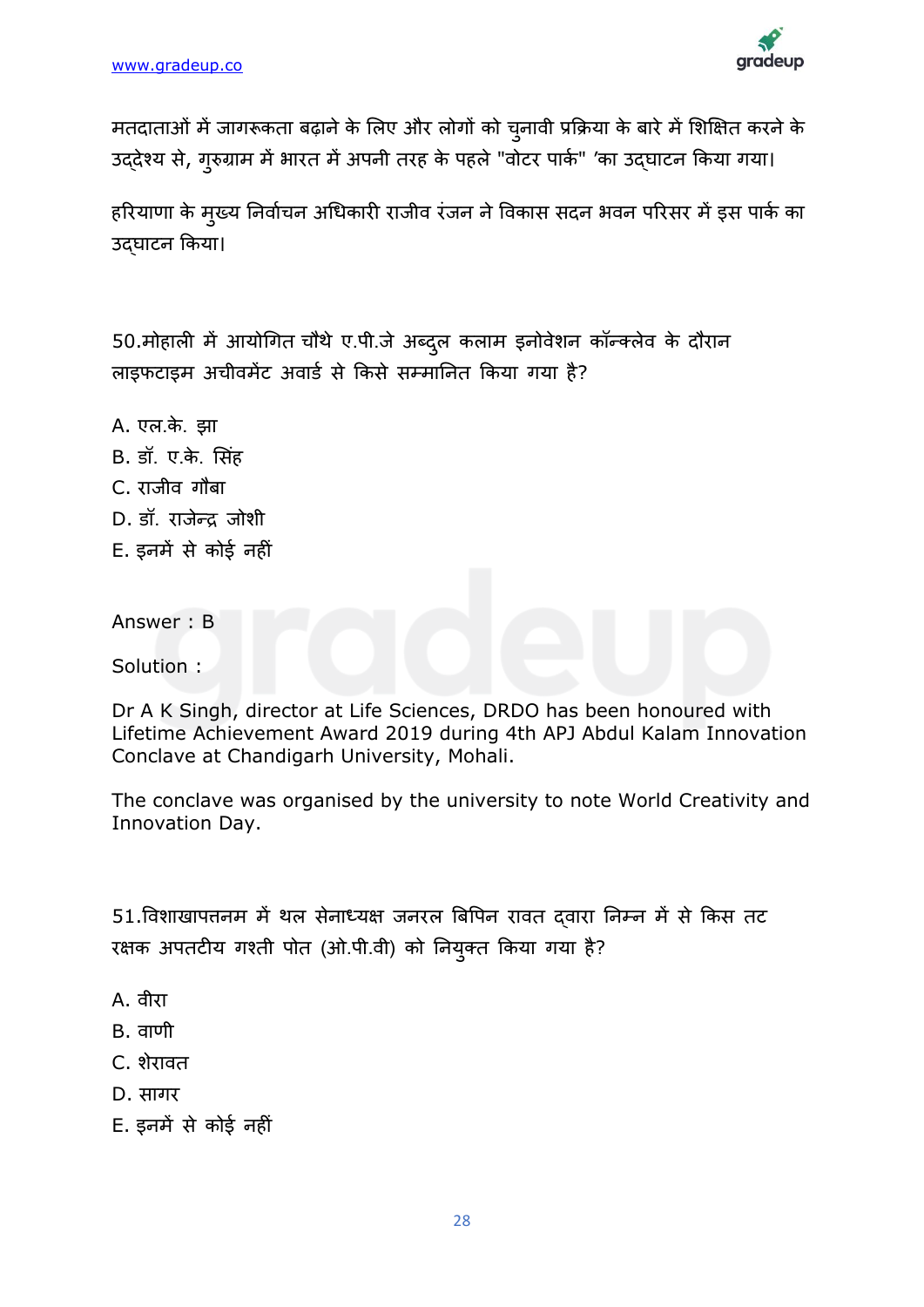मतदाताओं में जागरूकता बढ़ाने के लिए और लोगों को चुनावी प्रक्रिया के बारे में शिक्षित करने के उद्देश्य से, गुरुग्राम में भारत में अपनी तरह के पहले "वोटर पार्क" 'का उद्घाटन किया गया।

हरियाणा के मुख्य निर्वाचन अधिकारी राजीव रंजन ने विकास सदन भवन परिसर में इस पार्क का उद्घाटन किया।

50.मोहाली में आयोगित चौथे ए.पी.जे अब्दुल कलाम इनोवेशन कॉन्क्लेव के दौरान लाइफटाइम अचीवमेंट अवार्ड से किसे सम्मानित किया गया है?

A. एल.के. झा
B. डॉ. ए.के. सिंह
C. राजीव गौबा
D. डॉ. राजेन्द्र जोशी
E. इनमें से कोई नहीं

Answer : B

Solution :

Dr A K Singh, director at Life Sciences, DRDO has been honoured with Lifetime Achievement Award 2019 during 4th APJ Abdul Kalam Innovation Conclave at Chandigarh University, Mohali.

The conclave was organised by the university to note World Creativity and Innovation Day.

51.विशाखापत्तनम में थल सेनाध्यक्ष जनरल बिपिन रावत द्वारा निम्न में से किस तट रक्षक अपतटीय गश्ती पोत (ओ.पी.वी) को नियुक्त किया गया है?

A. वीरा
B. वाणी
C. शेरावत
D. सागर
E. इनमें से कोई नहीं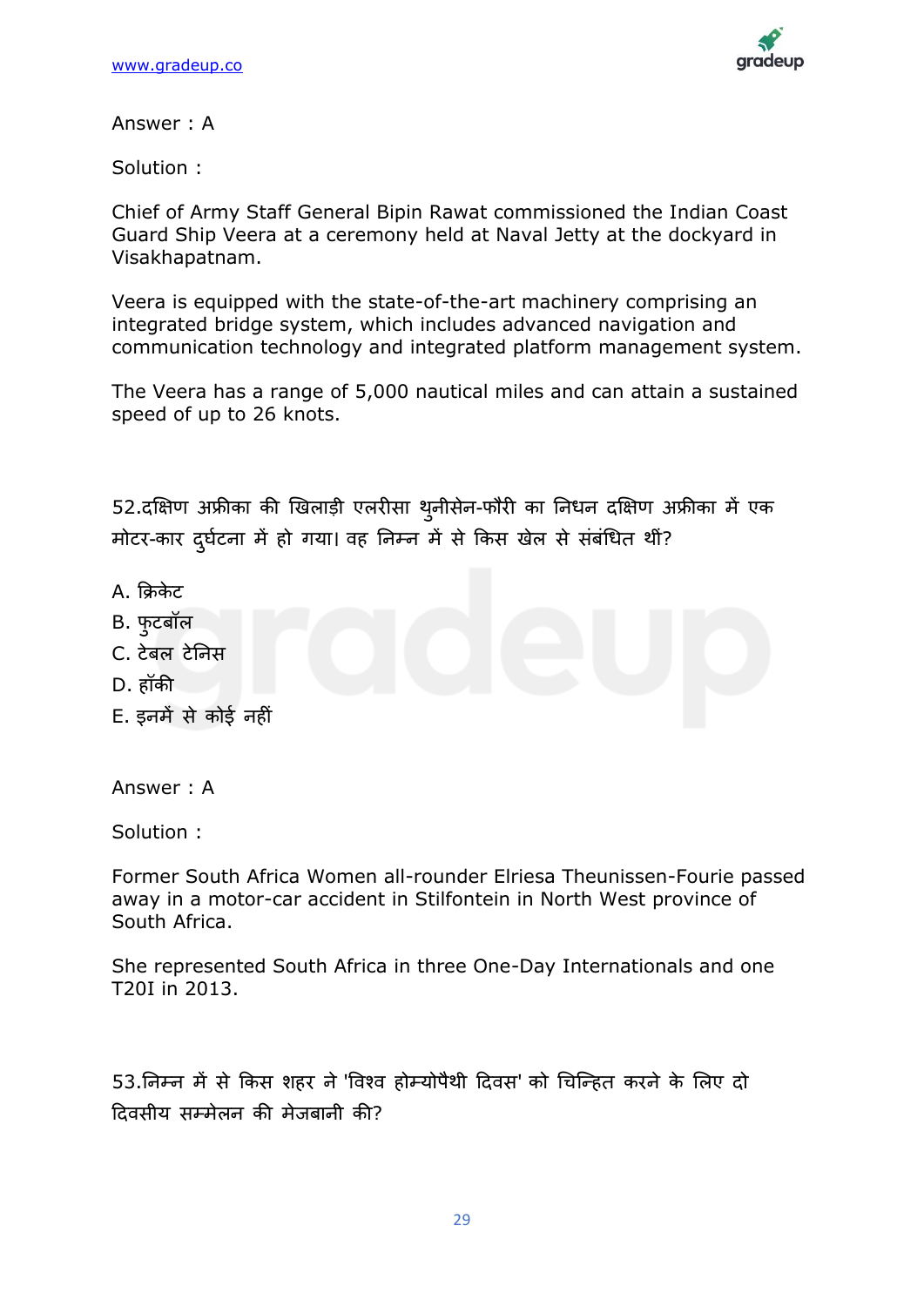Answer : A

Solution :

Chief of Army Staff General Bipin Rawat commissioned the Indian Coast Guard Ship Veera at a ceremony held at Naval Jetty at the dockyard in Visakhapatnam.

Veera is equipped with the state-of-the-art machinery comprising an integrated bridge system, which includes advanced navigation and communication technology and integrated platform management system.

The Veera has a range of 5,000 nautical miles and can attain a sustained speed of up to 26 knots.

52.दक्षिण अफ्रीका की खिलाड़ी एलरीसा थुनीसेन-फौरी का निधन दक्षिण अफ्रीका में एक मोटर-कार दुर्घटना में हो गया। वह निम्न में से किस खेल से संबंधित थीं?

A. क्रिकेट
B. फुटबॉल
C. टेबल टेनिस
D. हॉकी
E. इनमें से कोई नहीं

Answer : A

Solution :

Former South Africa Women all-rounder Elriesa Theunissen-Fourie passed away in a motor-car accident in Stilfontein in North West province of South Africa.

She represented South Africa in three One-Day Internationals and one T20I in 2013.

53.निम्न में से किस शहर ने 'विश्व होम्योपैथी दिवस' को चिन्हित करने के लिए दो दिवसीय सम्मेलन की मेजबानी की?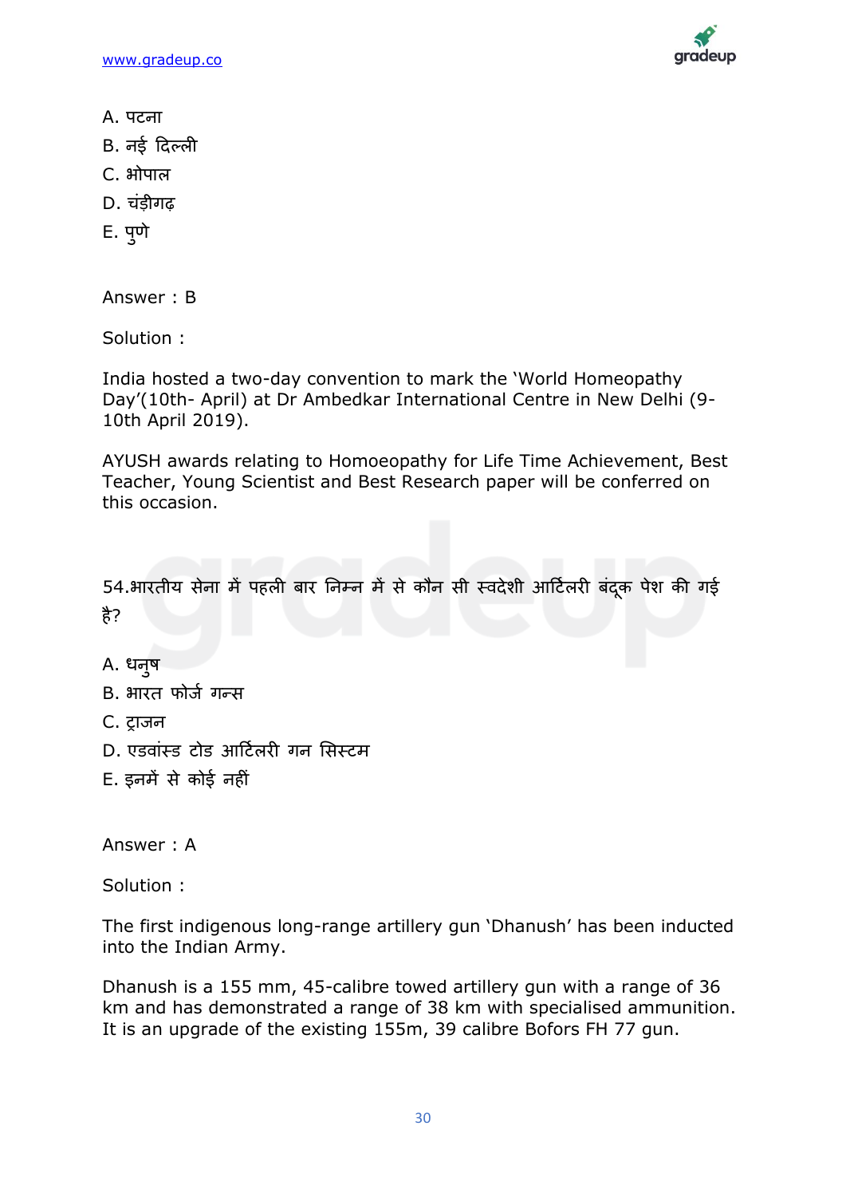A. पटना

B. नई दिल्ली

C. भोपाल

D. चंड़ीगढ़

E. पुणे

Answer : B

Solution :

India hosted a two-day convention to mark the 'World Homeopathy Day'(10th- April) at Dr Ambedkar International Centre in New Delhi (9-10th April 2019).

AYUSH awards relating to Homoeopathy for Life Time Achievement, Best Teacher, Young Scientist and Best Research paper will be conferred on this occasion.

54.भारतीय सेना में पहली बार निम्न में से कौन सी स्वदेशी आर्टिलरी बंदूक पेश की गई है?

A. धनुष

B. भारत फोर्ज गन्स

C. ट्राजन

D. एडवांस्ड टोड आर्टिलरी गन सिस्टम

E. इनमें से कोई नहीं

Answer : A

Solution :

The first indigenous long-range artillery gun 'Dhanush' has been inducted into the Indian Army.

Dhanush is a 155 mm, 45-calibre towed artillery gun with a range of 36 km and has demonstrated a range of 38 km with specialised ammunition. It is an upgrade of the existing 155m, 39 calibre Bofors FH 77 gun.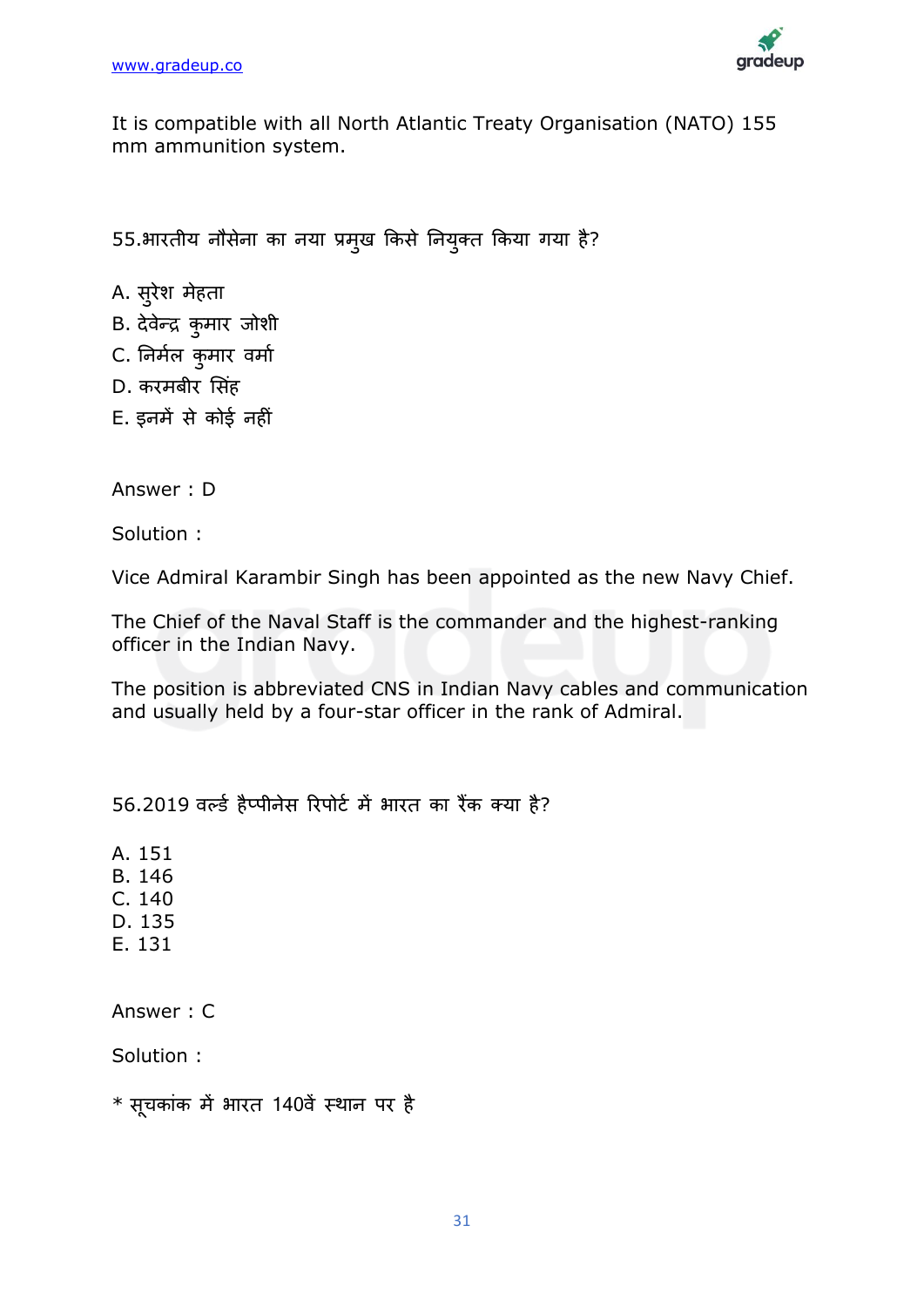It is compatible with all North Atlantic Treaty Organisation (NATO) 155 mm ammunition system.

55.भारतीय नौसेना का नया प्रमुख किसे नियुक्त किया गया है?

A. सुरेश मेहता
B. देवेन्द्र कुमार जोशी
C. निर्मल कुमार वर्मा
D. करमबीर सिंह
E. इनमें से कोई नहीं

Answer : D

Solution :

Vice Admiral Karambir Singh has been appointed as the new Navy Chief.

The Chief of the Naval Staff is the commander and the highest-ranking officer in the Indian Navy.

The position is abbreviated CNS in Indian Navy cables and communication and usually held by a four-star officer in the rank of Admiral.

56.2019 वर्ल्ड हैप्पीनेस रिपोर्ट में भारत का रैंक क्या है?

A. 151
B. 146
C. 140
D. 135
E. 131

Answer : C

Solution :

* सूचकांक में भारत 140वें स्थान पर है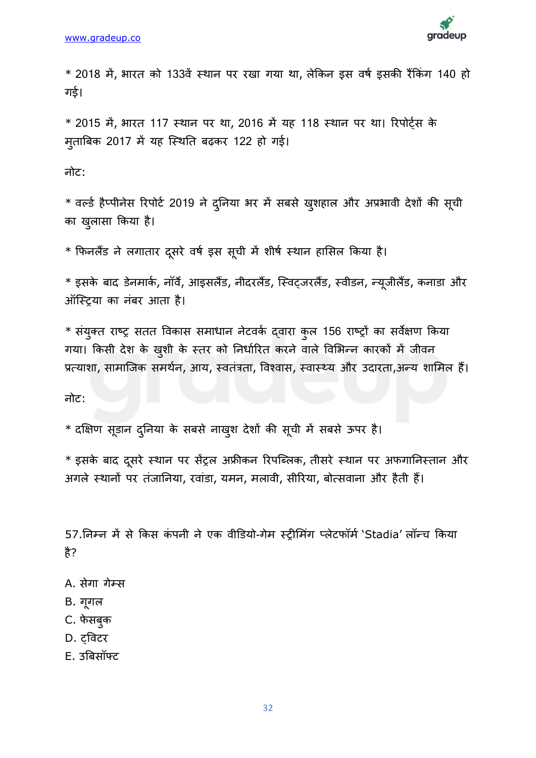* 2018 में, भारत को 133वें स्थान पर रखा गया था, लेकिन इस वर्ष इसकी रैंकिंग 140 हो गई।

* 2015 में, भारत 117 स्थान पर था, 2016 में यह 118 स्थान पर था। रिपोर्ट्स के मुताबिक 2017 में यह स्थिति बढ़कर 122 हो गई।

नोट:

* वर्ल्ड हैप्पीनेस रिपोर्ट 2019 ने दुनिया भर में सबसे खुशहाल और अप्रभावी देशों की सूची का खुलासा किया है।

* फिनलैंड ने लगातार दूसरे वर्ष इस सूची में शीर्ष स्थान हासिल किया है।

* इसके बाद डेनमार्क, नॉर्वे, आइसलैंड, नीदरलैंड, स्विट्जरलैंड, स्वीडन, न्यूजीलैंड, कनाडा और ऑस्ट्रिया का नंबर आता है।

* संयुक्त राष्ट्र सतत विकास समाधान नेटवर्क द्वारा कुल 156 राष्ट्रों का सर्वेक्षण किया गया। किसी देश के खुशी के स्तर को निर्धारित करने वाले विभिन्न कारकों में जीवन प्रत्याशा, सामाजिक समर्थन, आय, स्वतंत्रता, विश्वास, स्वास्थ्य और उदारता,अन्य शामिल हैं।

नोट:

* दक्षिण सूडान दुनिया के सबसे नाखुश देशों की सूची में सबसे ऊपर है।

* इसके बाद दूसरे स्थान पर सेंट्रल अफ्रीकन रिपब्लिक, तीसरे स्थान पर अफगानिस्तान और अगले स्थानों पर तंजानिया, रवांडा, यमन, मलावी, सीरिया, बोत्सवाना और हैती हैं।

57.निम्न में से किस कंपनी ने एक वीडियो-गेम स्ट्रीमिंग प्लेटफॉर्म 'Stadia' लॉन्च किया है?

A. सेगा गेम्स
B. गूगल
C. फेसबुक
D. ट्विटर
E. उबिसॉफ्ट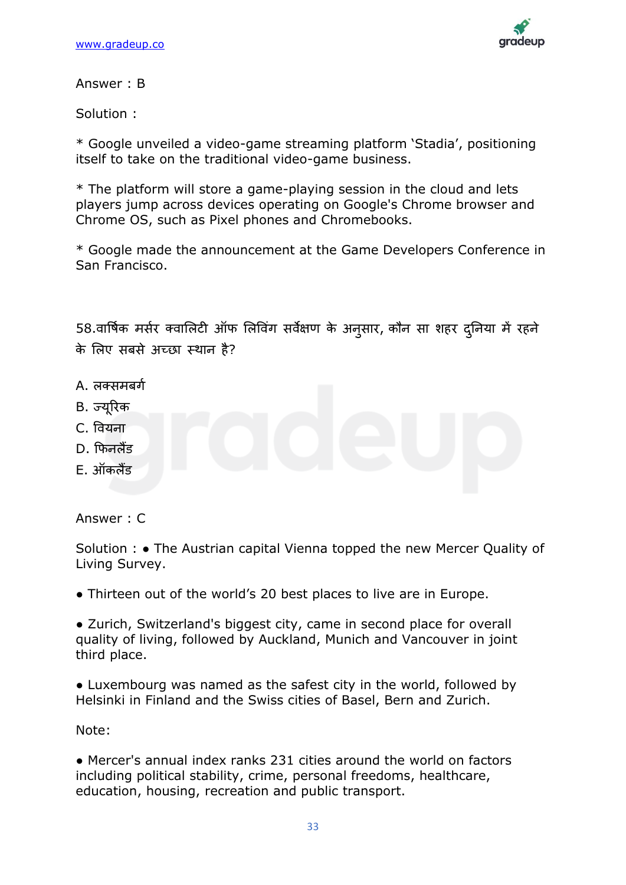Answer : B

Solution :

* Google unveiled a video-game streaming platform 'Stadia', positioning itself to take on the traditional video-game business.

* The platform will store a game-playing session in the cloud and lets players jump across devices operating on Google's Chrome browser and Chrome OS, such as Pixel phones and Chromebooks.

* Google made the announcement at the Game Developers Conference in San Francisco.

58.वार्षिक मर्सर क्वालिटी ऑफ लिविंग सर्वेक्षण के अनुसार, कौन सा शहर दुनिया में रहने के लिए सबसे अच्छा स्थान है?

A. लक्समबर्ग
B. ज्यूरिक
C. वियना
D. फिनलैंड
E. ऑकलैंड

Answer : C

Solution : • The Austrian capital Vienna topped the new Mercer Quality of Living Survey.

• Thirteen out of the world's 20 best places to live are in Europe.

• Zurich, Switzerland's biggest city, came in second place for overall quality of living, followed by Auckland, Munich and Vancouver in joint third place.

• Luxembourg was named as the safest city in the world, followed by Helsinki in Finland and the Swiss cities of Basel, Bern and Zurich.

Note:

• Mercer's annual index ranks 231 cities around the world on factors including political stability, crime, personal freedoms, healthcare, education, housing, recreation and public transport.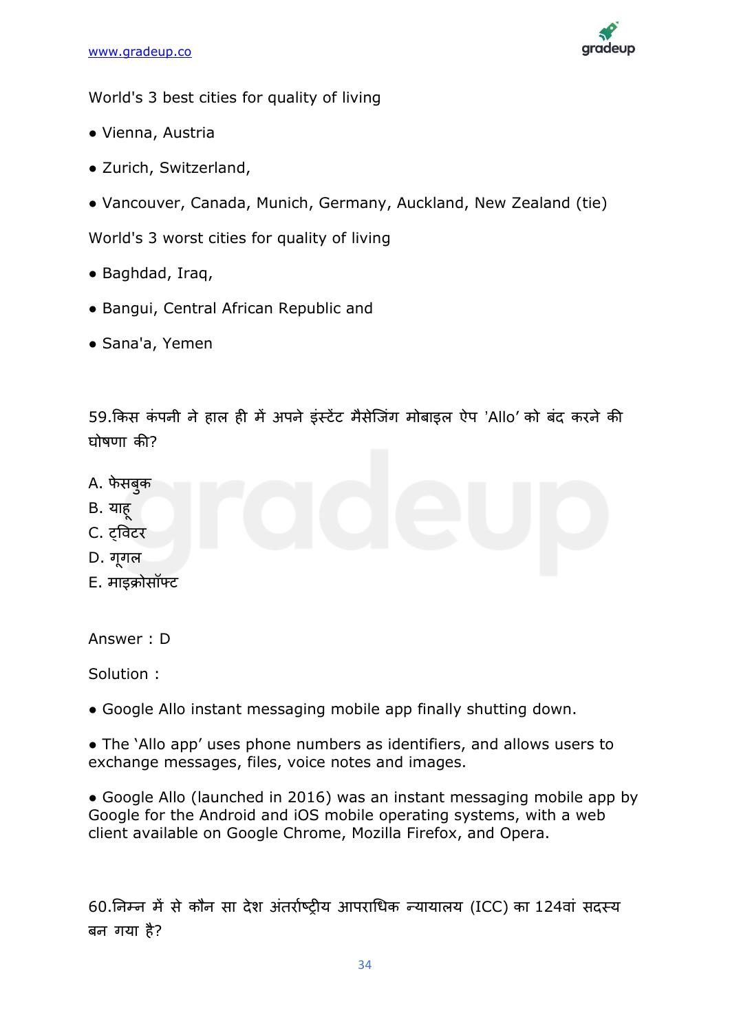World's 3 best cities for quality of living

- Vienna, Austria
- Zurich, Switzerland,
- Vancouver, Canada, Munich, Germany, Auckland, New Zealand (tie)

World's 3 worst cities for quality of living

- Baghdad, Iraq,
- Bangui, Central African Republic and
- Sana'a, Yemen

59.किस कंपनी ने हाल ही में अपने इंस्टेंट मैसेजिंग मोबाइल ऐप 'Allo' को बंद करने की घोषणा की?

A. फेसबुक
B. याहू
C. ट्विटर
D. गूगल
E. माइक्रोसॉफ्ट

Answer : D

Solution :

- Google Allo instant messaging mobile app finally shutting down.
- The 'Allo app' uses phone numbers as identifiers, and allows users to exchange messages, files, voice notes and images.
- Google Allo (launched in 2016) was an instant messaging mobile app by Google for the Android and iOS mobile operating systems, with a web client available on Google Chrome, Mozilla Firefox, and Opera.

60.निम्न में से कौन सा देश अंतर्राष्ट्रीय आपराधिक न्यायालय (ICC) का 124वां सदस्य बन गया है?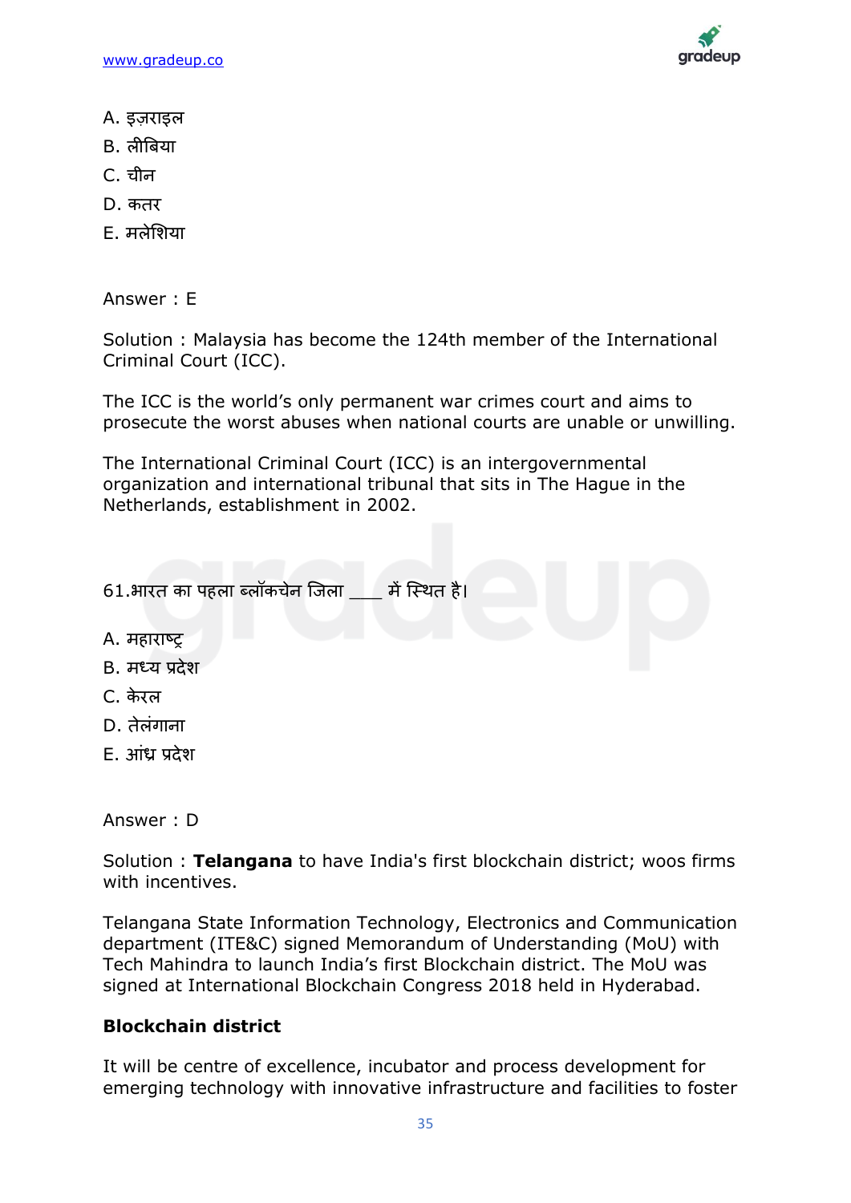A. इज़राइल

B. लीबिया

C. चीन

D. कतर

E. मलेशिया

Answer : E

Solution : Malaysia has become the 124th member of the International Criminal Court (ICC).

The ICC is the world's only permanent war crimes court and aims to prosecute the worst abuses when national courts are unable or unwilling.

The International Criminal Court (ICC) is an intergovernmental organization and international tribunal that sits in The Hague in the Netherlands, establishment in 2002.

61.भारत का पहला ब्लॉकचेन जिला ___ में स्थित है।

A. महाराष्ट्र

B. मध्य प्रदेश

C. केरल

D. तेलंगाना

E. आंध्र प्रदेश

Answer : D

Solution : **Telangana** to have India's first blockchain district; woos firms with incentives.

Telangana State Information Technology, Electronics and Communication department (ITE&C) signed Memorandum of Understanding (MoU) with Tech Mahindra to launch India's first Blockchain district. The MoU was signed at International Blockchain Congress 2018 held in Hyderabad.

**Blockchain district**

It will be centre of excellence, incubator and process development for emerging technology with innovative infrastructure and facilities to foster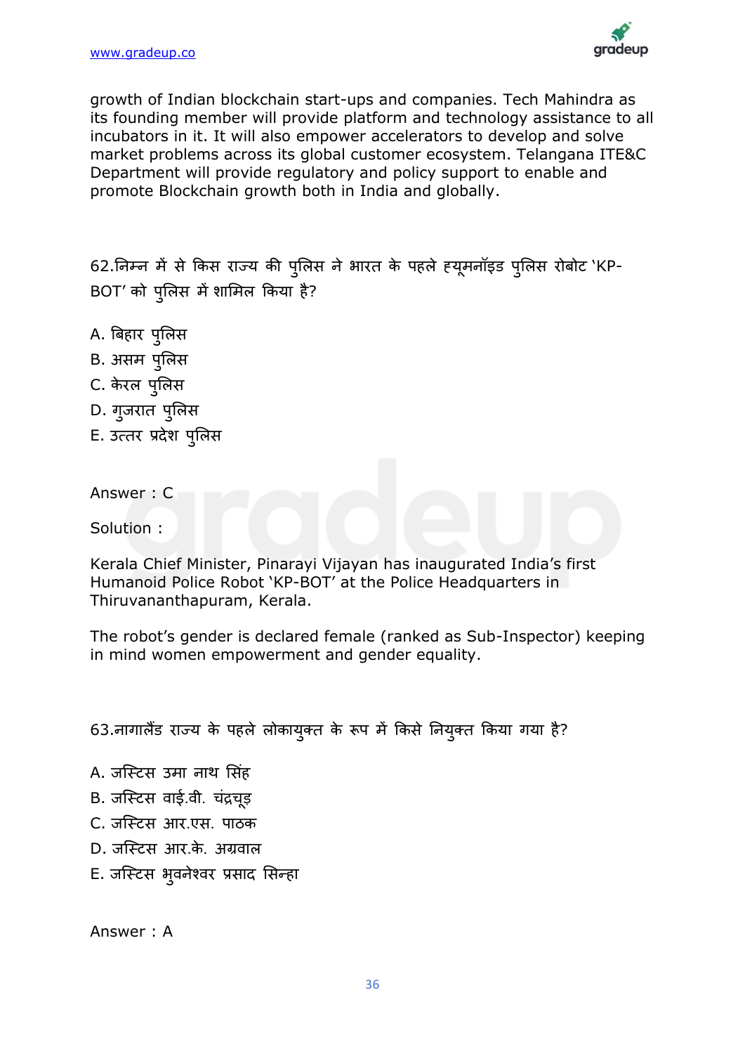growth of Indian blockchain start-ups and companies. Tech Mahindra as its founding member will provide platform and technology assistance to all incubators in it. It will also empower accelerators to develop and solve market problems across its global customer ecosystem. Telangana ITE&C Department will provide regulatory and policy support to enable and promote Blockchain growth both in India and globally.

62.निम्न में से किस राज्य की पुलिस ने भारत के पहले ह्यूमनॉइड पुलिस रोबोट 'KP-BOT' को पुलिस में शामिल किया है?

A. बिहार पुलिस
B. असम पुलिस
C. केरल पुलिस
D. गुजरात पुलिस
E. उत्तर प्रदेश पुलिस

Answer : C

Solution :

Kerala Chief Minister, Pinarayi Vijayan has inaugurated India's first Humanoid Police Robot 'KP-BOT' at the Police Headquarters in Thiruvananthapuram, Kerala.

The robot's gender is declared female (ranked as Sub-Inspector) keeping in mind women empowerment and gender equality.

63.नागालैंड राज्य के पहले लोकायुक्त के रूप में किसे नियुक्त किया गया है?

A. जस्टिस उमा नाथ सिंह
B. जस्टिस वाई.वी. चंद्रचूड़
C. जस्टिस आर.एस. पाठक
D. जस्टिस आर.के. अग्रवाल
E. जस्टिस भुवनेश्वर प्रसाद सिन्हा

Answer : A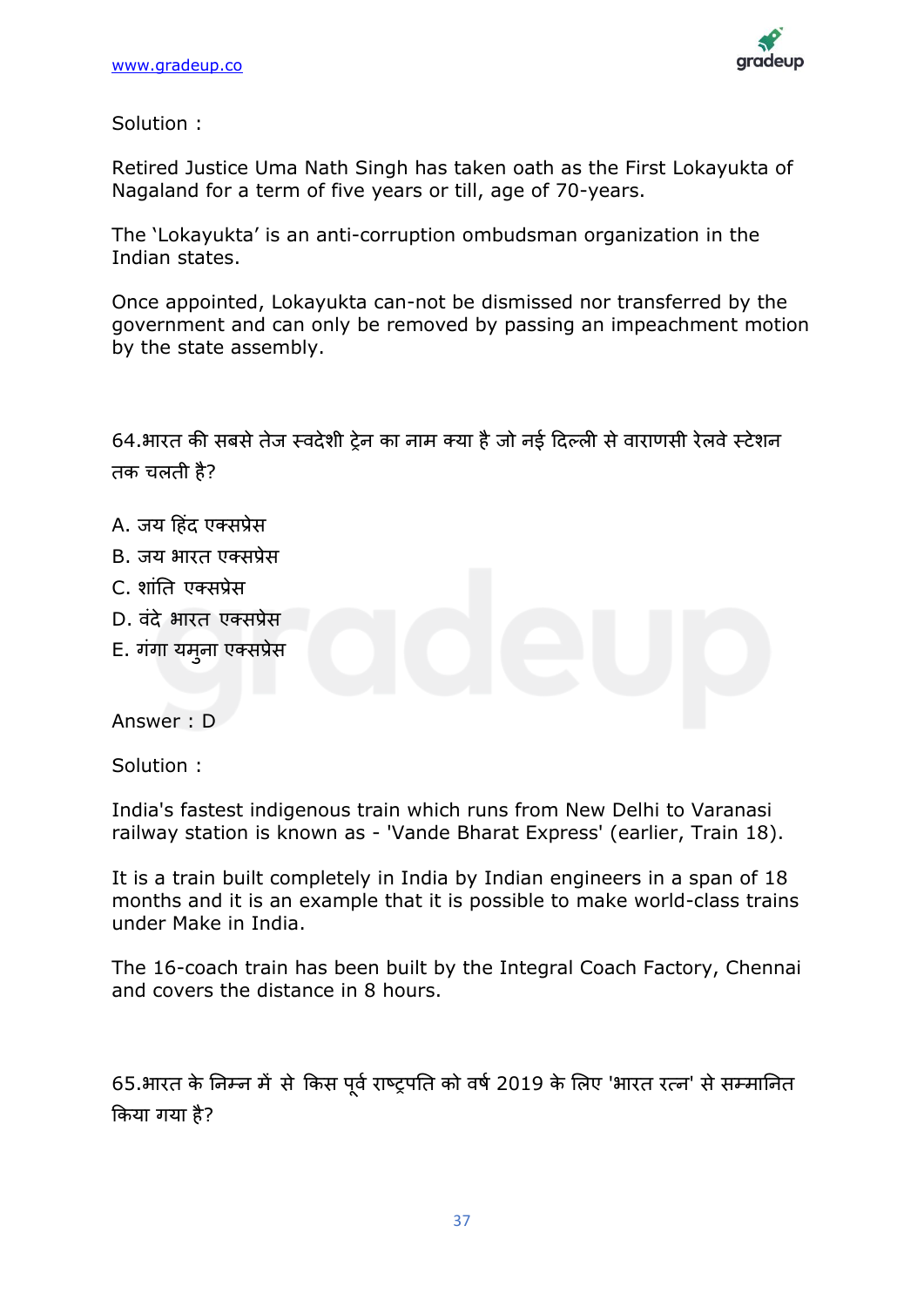Solution :

Retired Justice Uma Nath Singh has taken oath as the First Lokayukta of Nagaland for a term of five years or till, age of 70-years.

The 'Lokayukta' is an anti-corruption ombudsman organization in the Indian states.

Once appointed, Lokayukta can-not be dismissed nor transferred by the government and can only be removed by passing an impeachment motion by the state assembly.

64.भारत की सबसे तेज स्वदेशी ट्रेन का नाम क्या है जो नई दिल्ली से वाराणसी रेलवे स्टेशन तक चलती है?

A. जय हिंद एक्सप्रेस

B. जय भारत एक्सप्रेस

C. शांति एक्सप्रेस

D. वंदे भारत एक्सप्रेस

E. गंगा यमुना एक्सप्रेस

Answer : D

Solution :

India's fastest indigenous train which runs from New Delhi to Varanasi railway station is known as - 'Vande Bharat Express' (earlier, Train 18).

It is a train built completely in India by Indian engineers in a span of 18 months and it is an example that it is possible to make world-class trains under Make in India.

The 16-coach train has been built by the Integral Coach Factory, Chennai and covers the distance in 8 hours.

65.भारत के निम्न में से किस पूर्व राष्ट्रपति को वर्ष 2019 के लिए 'भारत रत्न' से सम्मानित किया गया है?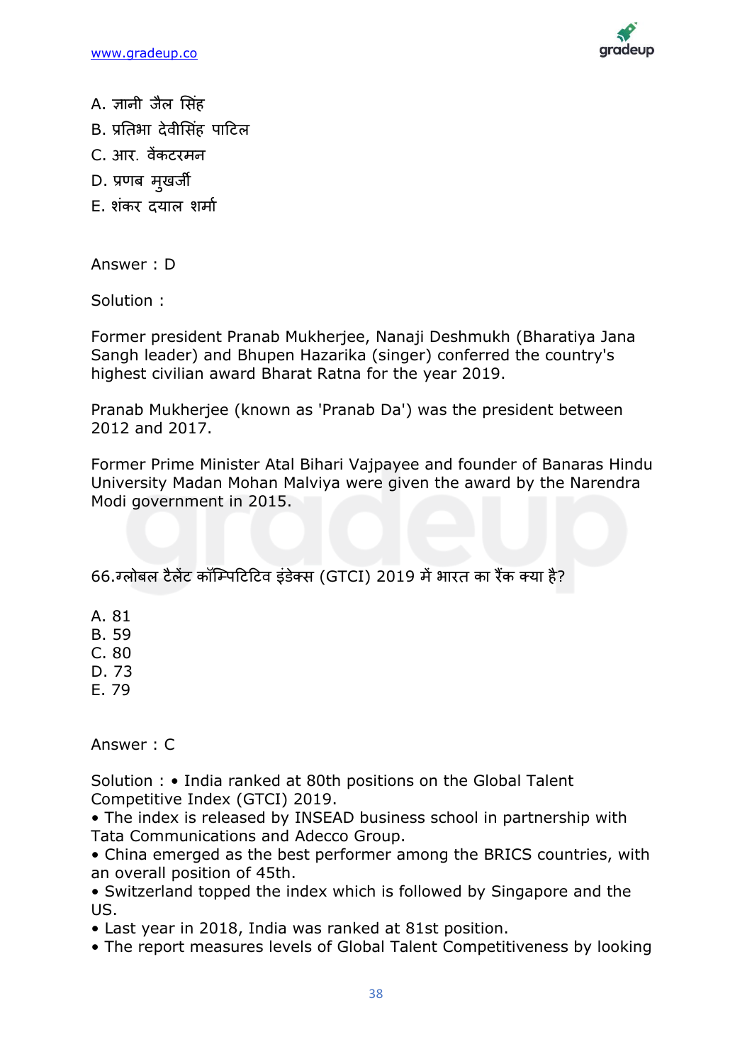A. ज्ञानी जैल सिंह
B. प्रतिभा देवीसिंह पाटिल
C. आर. वेंकटरमन
D. प्रणब मुखर्जी
E. शंकर दयाल शर्मा

Answer : D

Solution :

Former president Pranab Mukherjee, Nanaji Deshmukh (Bharatiya Jana Sangh leader) and Bhupen Hazarika (singer) conferred the country's highest civilian award Bharat Ratna for the year 2019.

Pranab Mukherjee (known as 'Pranab Da') was the president between 2012 and 2017.

Former Prime Minister Atal Bihari Vajpayee and founder of Banaras Hindu University Madan Mohan Malviya were given the award by the Narendra Modi government in 2015.

66.ग्लोबल टैलेंट कॉम्पिटिटिव इंडेक्स (GTCI) 2019 में भारत का रैंक क्या है?

A. 81
B. 59
C. 80
D. 73
E. 79

Answer : C

Solution : • India ranked at 80th positions on the Global Talent Competitive Index (GTCI) 2019.
• The index is released by INSEAD business school in partnership with Tata Communications and Adecco Group.
• China emerged as the best performer among the BRICS countries, with an overall position of 45th.
• Switzerland topped the index which is followed by Singapore and the US.
• Last year in 2018, India was ranked at 81st position.
• The report measures levels of Global Talent Competitiveness by looking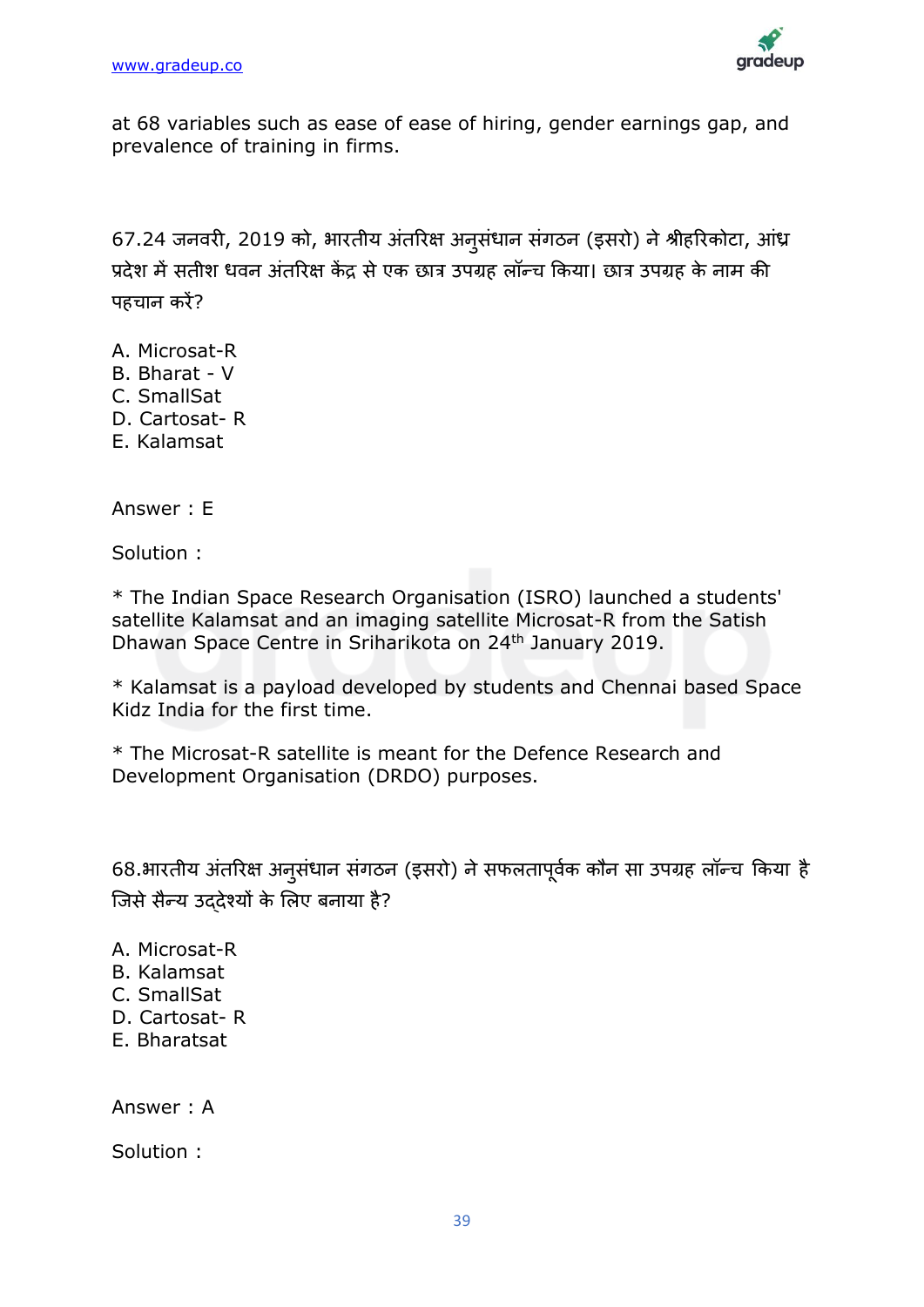at 68 variables such as ease of ease of hiring, gender earnings gap, and prevalence of training in firms.

67.24 जनवरी, 2019 को, भारतीय अंतरिक्ष अनुसंधान संगठन (इसरो) ने श्रीहरिकोटा, आंध्र प्रदेश में सतीश धवन अंतरिक्ष केंद्र से एक छात्र उपग्रह लॉन्च किया। छात्र उपग्रह के नाम की पहचान करें?

A. Microsat-R
B. Bharat - V
C. SmallSat
D. Cartosat- R
E. Kalamsat

Answer : E

Solution :

* The Indian Space Research Organisation (ISRO) launched a students' satellite Kalamsat and an imaging satellite Microsat-R from the Satish Dhawan Space Centre in Sriharikota on 24th January 2019.

* Kalamsat is a payload developed by students and Chennai based Space Kidz India for the first time.

* The Microsat-R satellite is meant for the Defence Research and Development Organisation (DRDO) purposes.

68.भारतीय अंतरिक्ष अनुसंधान संगठन (इसरो) ने सफलतापूर्वक कौन सा उपग्रह लॉन्च किया है जिसे सैन्य उद्देश्यों के लिए बनाया है?

A. Microsat-R
B. Kalamsat
C. SmallSat
D. Cartosat- R
E. Bharatsat

Answer : A

Solution :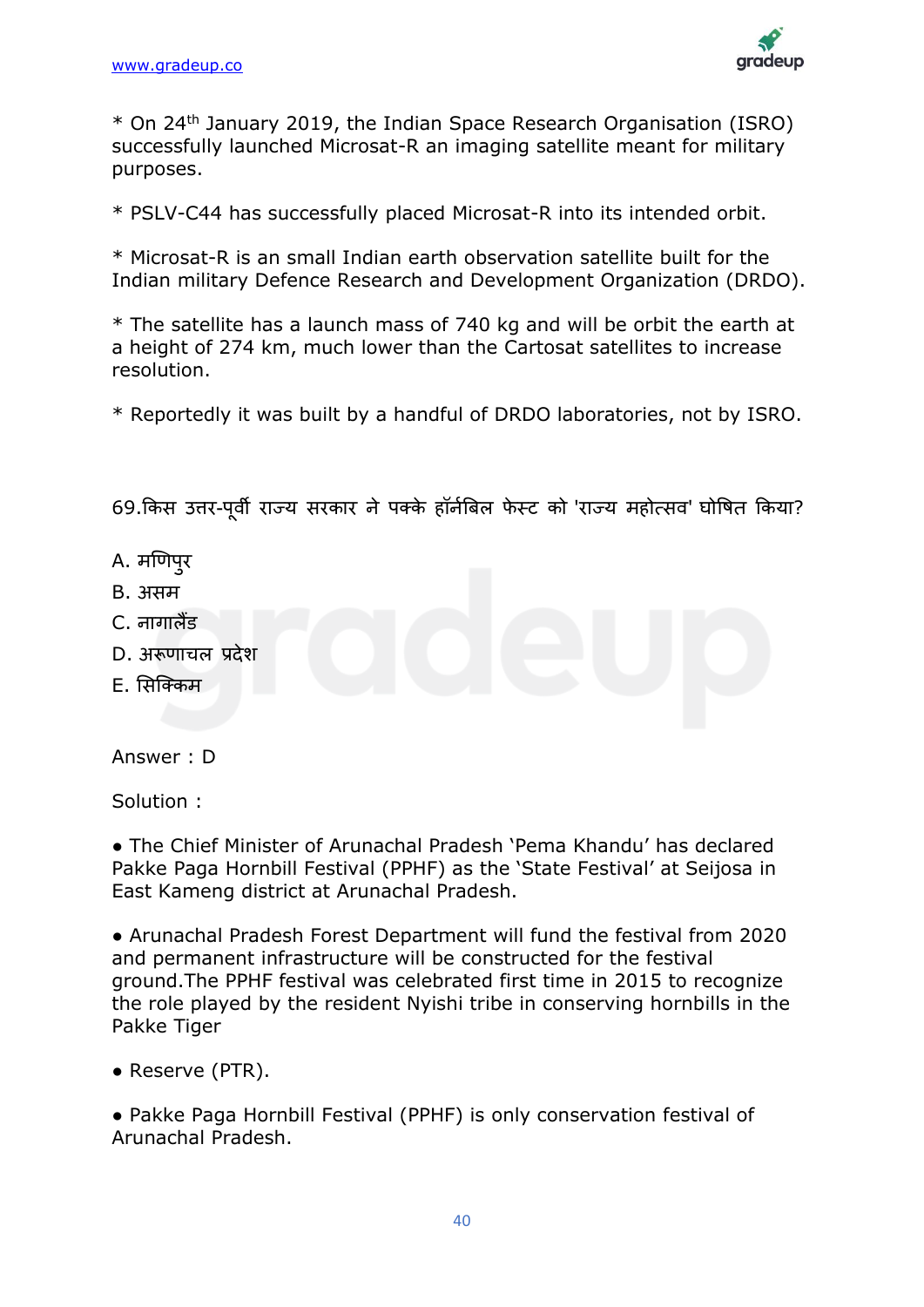* On 24th January 2019, the Indian Space Research Organisation (ISRO) successfully launched Microsat-R an imaging satellite meant for military purposes.

* PSLV-C44 has successfully placed Microsat-R into its intended orbit.

* Microsat-R is an small Indian earth observation satellite built for the Indian military Defence Research and Development Organization (DRDO).

* The satellite has a launch mass of 740 kg and will be orbit the earth at a height of 274 km, much lower than the Cartosat satellites to increase resolution.

* Reportedly it was built by a handful of DRDO laboratories, not by ISRO.

69.किस उत्तर-पूर्वी राज्य सरकार ने पक्के हॉर्नबिल फेस्ट को 'राज्य महोत्सव' घोषित किया?

A. मणिपुर

B. असम

C. नागालैंड

D. अरूणाचल प्रदेश

E. सिक्किम

Answer : D

Solution :

● The Chief Minister of Arunachal Pradesh 'Pema Khandu' has declared Pakke Paga Hornbill Festival (PPHF) as the 'State Festival' at Seijosa in East Kameng district at Arunachal Pradesh.

● Arunachal Pradesh Forest Department will fund the festival from 2020 and permanent infrastructure will be constructed for the festival ground.The PPHF festival was celebrated first time in 2015 to recognize the role played by the resident Nyishi tribe in conserving hornbills in the Pakke Tiger

● Reserve (PTR).

● Pakke Paga Hornbill Festival (PPHF) is only conservation festival of Arunachal Pradesh.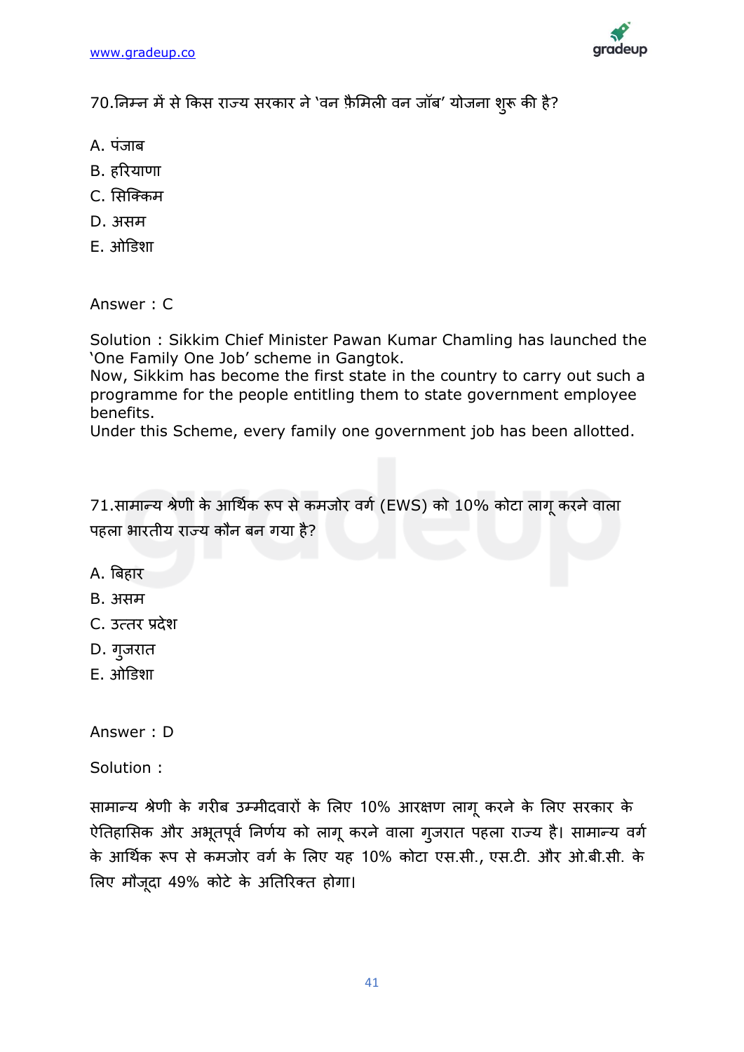70.निम्न में से किस राज्य सरकार ने 'वन फ़ैमिली वन जॉब' योजना शुरू की है?

A. पंजाब
B. हरियाणा
C. सिक्किम
D. असम
E. ओडिशा

Answer : C

Solution : Sikkim Chief Minister Pawan Kumar Chamling has launched the 'One Family One Job' scheme in Gangtok.
Now, Sikkim has become the first state in the country to carry out such a programme for the people entitling them to state government employee benefits.
Under this Scheme, every family one government job has been allotted.

71.सामान्य श्रेणी के आर्थिक रूप से कमजोर वर्ग (EWS) को 10% कोटा लागू करने वाला पहला भारतीय राज्य कौन बन गया है?

A. बिहार
B. असम
C. उत्तर प्रदेश
D. गुजरात
E. ओडिशा

Answer : D

Solution :

सामान्य श्रेणी के गरीब उम्मीदवारों के लिए 10% आरक्षण लागू करने के लिए सरकार के ऐतिहासिक और अभूतपूर्व निर्णय को लागू करने वाला गुजरात पहला राज्य है। सामान्य वर्ग के आर्थिक रूप से कमजोर वर्ग के लिए यह 10% कोटा एस.सी., एस.टी. और ओ.बी.सी. के लिए मौजूदा 49% कोटे के अतिरिक्त होगा।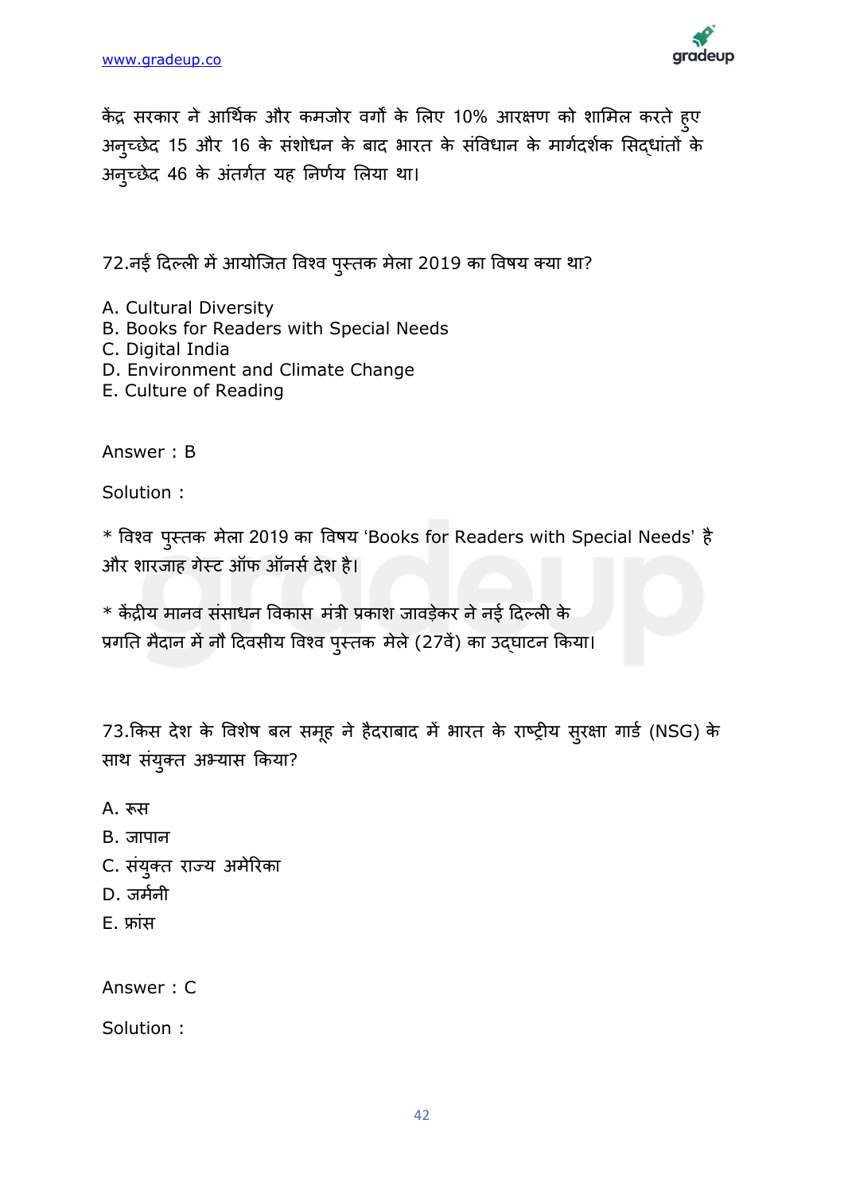केंद्र सरकार ने आर्थिक और कमजोर वर्गों के लिए 10% आरक्षण को शामिल करते हुए अनुच्छेद 15 और 16 के संशोधन के बाद भारत के संविधान के मार्गदर्शक सिद्धांतों के अनुच्छेद 46 के अंतर्गत यह निर्णय लिया था।

72.नई दिल्ली में आयोजित विश्व पुस्तक मेला 2019 का विषय क्या था?

A. Cultural Diversity
B. Books for Readers with Special Needs
C. Digital India
D. Environment and Climate Change
E. Culture of Reading

Answer : B

Solution :

* विश्व पुस्तक मेला 2019 का विषय 'Books for Readers with Special Needs' है और शारजाह गेस्ट ऑफ ऑनर्स देश है।

* केंद्रीय मानव संसाधन विकास मंत्री प्रकाश जावड़ेकर ने नई दिल्ली के प्रगति मैदान में नौ दिवसीय विश्व पुस्तक मेले (27वें) का उद्घाटन किया।

73.किस देश के विशेष बल समूह ने हैदराबाद में भारत के राष्ट्रीय सुरक्षा गार्ड (NSG) के साथ संयुक्त अभ्यास किया?

A. रूस
B. जापान
C. संयुक्त राज्य अमेरिका
D. जर्मनी
E. फ्रांस

Answer : C

Solution :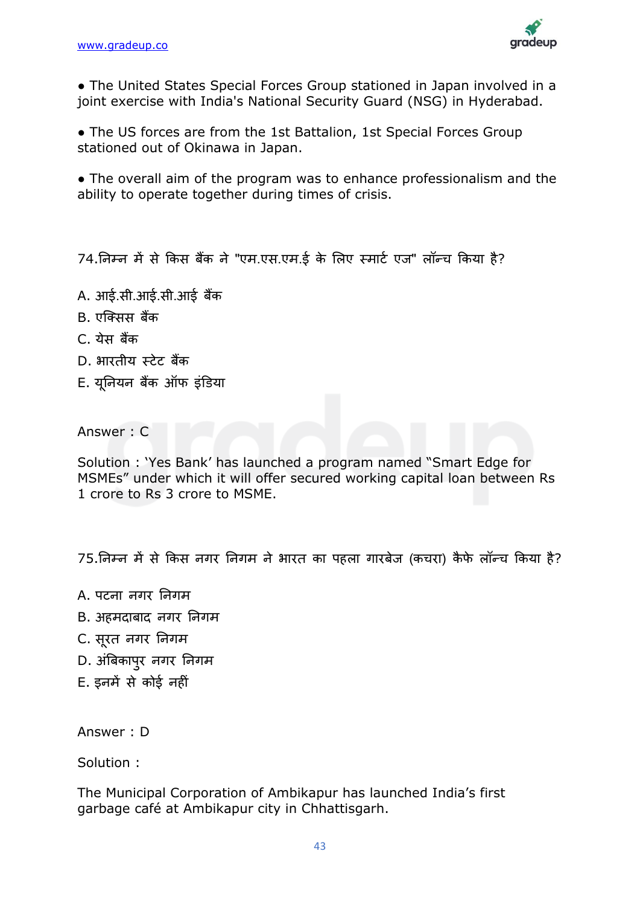• The United States Special Forces Group stationed in Japan involved in a joint exercise with India's National Security Guard (NSG) in Hyderabad.

• The US forces are from the 1st Battalion, 1st Special Forces Group stationed out of Okinawa in Japan.

• The overall aim of the program was to enhance professionalism and the ability to operate together during times of crisis.

74.निम्न में से किस बैंक ने "एम.एस.एम.ई के लिए स्मार्ट एज" लॉन्च किया है?

A. आई.सी.आई.सी.आई बैंक

B. एक्सिस बैंक

C. येस बैंक

D. भारतीय स्टेट बैंक

E. यूनियन बैंक ऑफ इंडिया

Answer : C

Solution : 'Yes Bank' has launched a program named "Smart Edge for MSMEs" under which it will offer secured working capital loan between Rs 1 crore to Rs 3 crore to MSME.

75.निम्न में से किस नगर निगम ने भारत का पहला गारबेज (कचरा) कैफे लॉन्च किया है?

A. पटना नगर निगम

B. अहमदाबाद नगर निगम

C. सूरत नगर निगम

D. अंबिकापुर नगर निगम

E. इनमें से कोई नहीं

Answer : D

Solution :

The Municipal Corporation of Ambikapur has launched India's first garbage café at Ambikapur city in Chhattisgarh.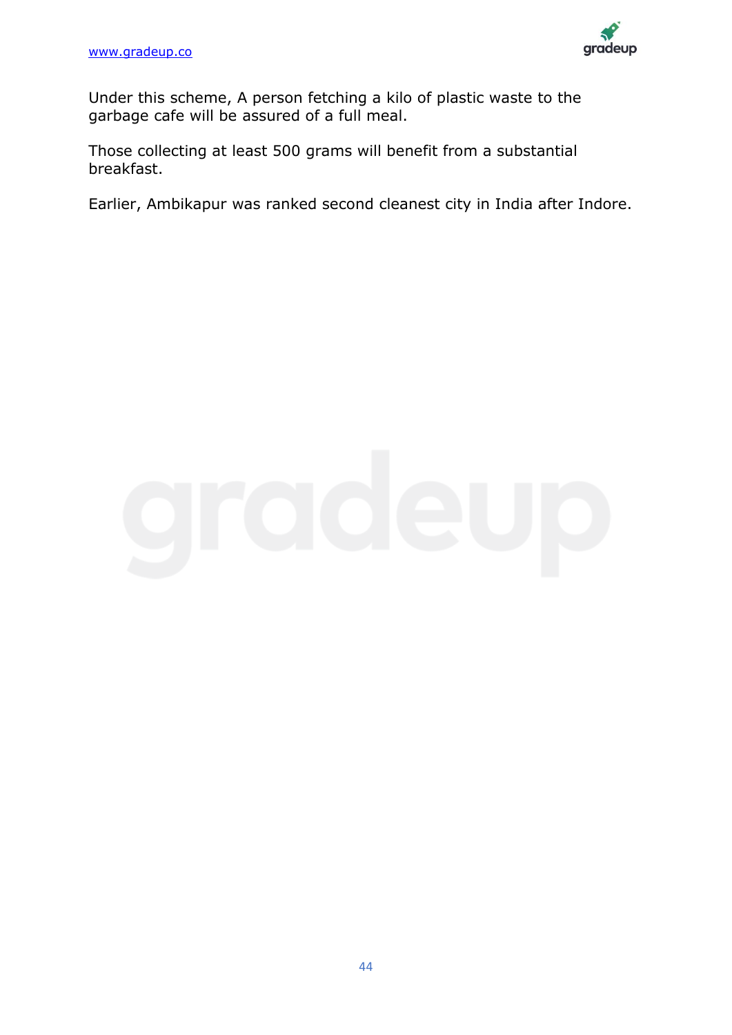Under this scheme, A person fetching a kilo of plastic waste to the garbage cafe will be assured of a full meal.

Those collecting at least 500 grams will benefit from a substantial breakfast.

Earlier, Ambikapur was ranked second cleanest city in India after Indore.